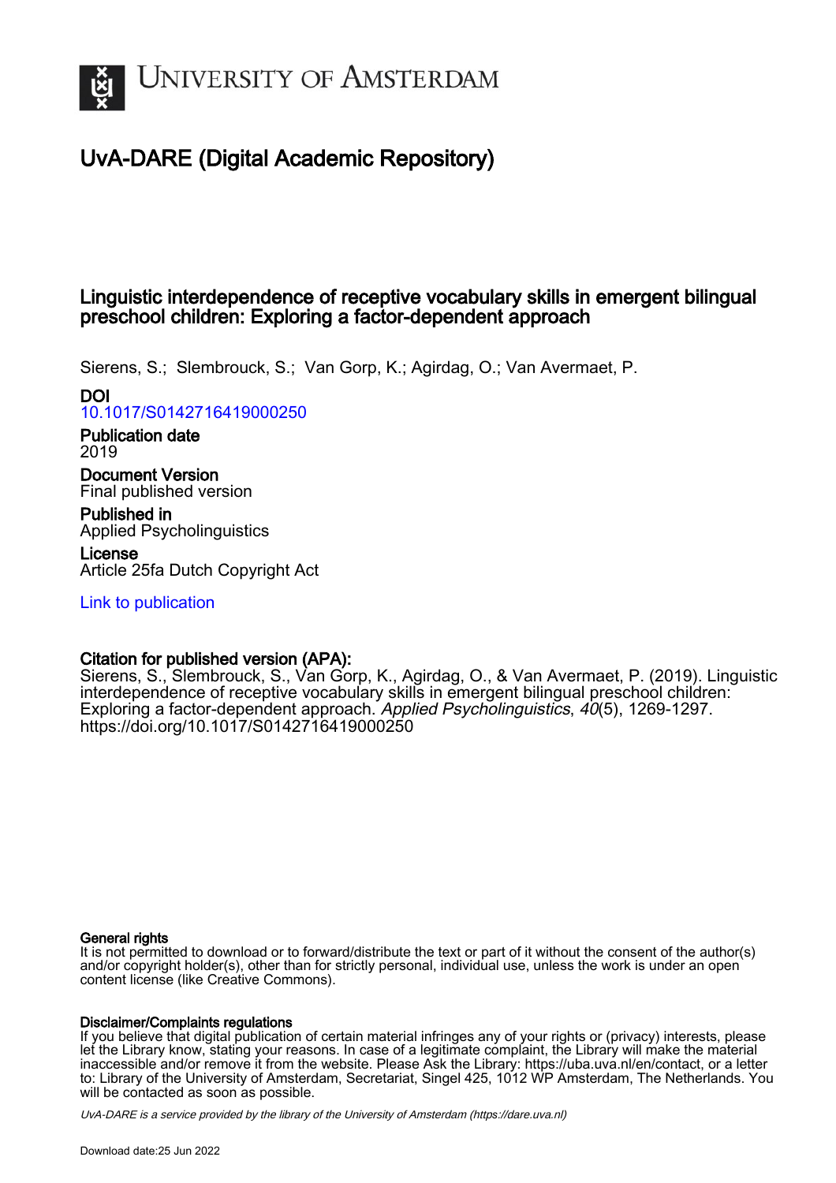# University of Amsterdam

## UvA-DARE (Digital Academic Repository)

### Linguistic interdependence of receptive vocabulary skills in emergent bilingual preschool children: Exploring a factor-dependent approach

Sierens, S.; Slembrouck, S.; Van Gorp, K.; Agirdag, O.; Van Avermaet, P.

**DOI**
10.1017/S0142716419000250

**Publication date**
2019

**Document Version**
Final published version

**Published in**
Applied Psycholinguistics

**License**
Article 25fa Dutch Copyright Act

Link to publication

**Citation for published version (APA):**
Sierens, S., Slembrouck, S., Van Gorp, K., Agirdag, O., & Van Avermaet, P. (2019). Linguistic interdependence of receptive vocabulary skills in emergent bilingual preschool children: Exploring a factor-dependent approach. *Applied Psycholinguistics*, *40*(5), 1269-1297. https://doi.org/10.1017/S0142716419000250

**General rights**
It is not permitted to download or to forward/distribute the text or part of it without the consent of the author(s) and/or copyright holder(s), other than for strictly personal, individual use, unless the work is under an open content license (like Creative Commons).

**Disclaimer/Complaints regulations**
If you believe that digital publication of certain material infringes any of your rights or (privacy) interests, please let the Library know, stating your reasons. In case of a legitimate complaint, the Library will make the material inaccessible and/or remove it from the website. Please Ask the Library: https://uba.uva.nl/en/contact, or a letter to: Library of the University of Amsterdam, Secretariat, Singel 425, 1012 WP Amsterdam, The Netherlands. You will be contacted as soon as possible.

*UvA-DARE is a service provided by the library of the University of Amsterdam (https://dare.uva.nl)*

Download date:25 Jun 2022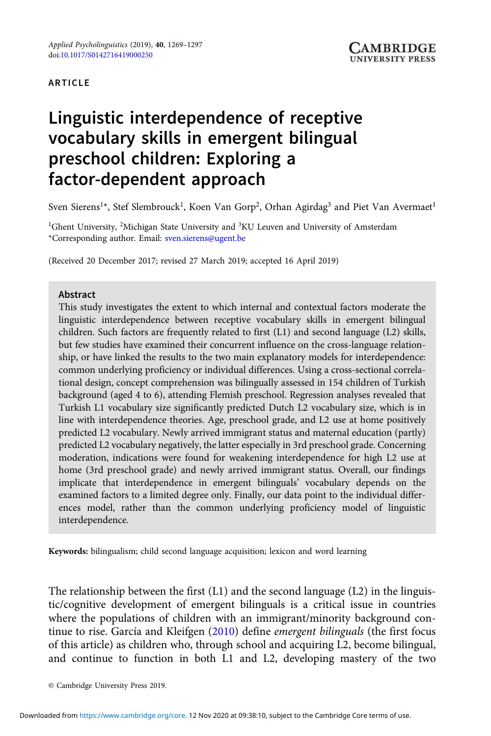ARTICLE

# Linguistic interdependence of receptive vocabulary skills in emergent bilingual preschool children: Exploring a factor-dependent approach

Sven Sierens[1]*, Stef Slembrouck[1], Koen Van Gorp[2], Orhan Agirdag[3] and Piet Van Avermaet[1]

[1]Ghent University, [2]Michigan State University and [3]KU Leuven and University of Amsterdam
*Corresponding author. Email: sven.sierens@ugent.be

(Received 20 December 2017; revised 27 March 2019; accepted 16 April 2019)

## Abstract

This study investigates the extent to which internal and contextual factors moderate the linguistic interdependence between receptive vocabulary skills in emergent bilingual children. Such factors are frequently related to first (L1) and second language (L2) skills, but few studies have examined their concurrent influence on the cross-language relationship, or have linked the results to the two main explanatory models for interdependence: common underlying proficiency or individual differences. Using a cross-sectional correlational design, concept comprehension was bilingually assessed in 154 children of Turkish background (aged 4 to 6), attending Flemish preschool. Regression analyses revealed that Turkish L1 vocabulary size significantly predicted Dutch L2 vocabulary size, which is in line with interdependence theories. Age, preschool grade, and L2 use at home positively predicted L2 vocabulary. Newly arrived immigrant status and maternal education (partly) predicted L2 vocabulary negatively, the latter especially in 3rd preschool grade. Concerning moderation, indications were found for weakening interdependence for high L2 use at home (3rd preschool grade) and newly arrived immigrant status. Overall, our findings implicate that interdependence in emergent bilinguals' vocabulary depends on the examined factors to a limited degree only. Finally, our data point to the individual differences model, rather than the common underlying proficiency model of linguistic interdependence.

**Keywords:** bilingualism; child second language acquisition; lexicon and word learning

The relationship between the first (L1) and the second language (L2) in the linguistic/cognitive development of emergent bilinguals is a critical issue in countries where the populations of children with an immigrant/minority background continue to rise. García and Kleifgen (2010) define *emergent bilinguals* (the first focus of this article) as children who, through school and acquiring L2, become bilingual, and continue to function in both L1 and L2, developing mastery of the two

© Cambridge University Press 2019.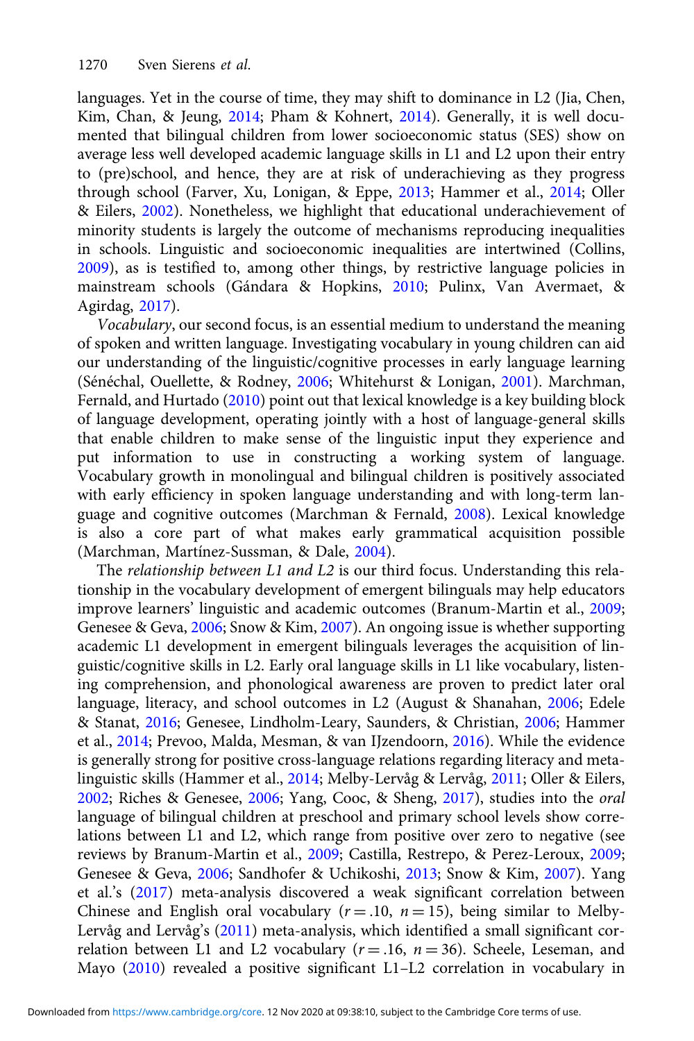languages. Yet in the course of time, they may shift to dominance in L2 (Jia, Chen, Kim, Chan, & Jeung, 2014; Pham & Kohnert, 2014). Generally, it is well documented that bilingual children from lower socioeconomic status (SES) show on average less well developed academic language skills in L1 and L2 upon their entry to (pre)school, and hence, they are at risk of underachieving as they progress through school (Farver, Xu, Lonigan, & Eppe, 2013; Hammer et al., 2014; Oller & Eilers, 2002). Nonetheless, we highlight that educational underachievement of minority students is largely the outcome of mechanisms reproducing inequalities in schools. Linguistic and socioeconomic inequalities are intertwined (Collins, 2009), as is testified to, among other things, by restrictive language policies in mainstream schools (Gándara & Hopkins, 2010; Pulinx, Van Avermaet, & Agirdag, 2017).

*Vocabulary*, our second focus, is an essential medium to understand the meaning of spoken and written language. Investigating vocabulary in young children can aid our understanding of the linguistic/cognitive processes in early language learning (Sénéchal, Ouellette, & Rodney, 2006; Whitehurst & Lonigan, 2001). Marchman, Fernald, and Hurtado (2010) point out that lexical knowledge is a key building block of language development, operating jointly with a host of language-general skills that enable children to make sense of the linguistic input they experience and put information to use in constructing a working system of language. Vocabulary growth in monolingual and bilingual children is positively associated with early efficiency in spoken language understanding and with long-term language and cognitive outcomes (Marchman & Fernald, 2008). Lexical knowledge is also a core part of what makes early grammatical acquisition possible (Marchman, Martínez-Sussman, & Dale, 2004).

The *relationship between L1 and L2* is our third focus. Understanding this relationship in the vocabulary development of emergent bilinguals may help educators improve learners' linguistic and academic outcomes (Branum-Martin et al., 2009; Genesee & Geva, 2006; Snow & Kim, 2007). An ongoing issue is whether supporting academic L1 development in emergent bilinguals leverages the acquisition of linguistic/cognitive skills in L2. Early oral language skills in L1 like vocabulary, listening comprehension, and phonological awareness are proven to predict later oral language, literacy, and school outcomes in L2 (August & Shanahan, 2006; Edele & Stanat, 2016; Genesee, Lindholm-Leary, Saunders, & Christian, 2006; Hammer et al., 2014; Prevoo, Malda, Mesman, & van IJzendoorn, 2016). While the evidence is generally strong for positive cross-language relations regarding literacy and metalinguistic skills (Hammer et al., 2014; Melby-Lervåg & Lervåg, 2011; Oller & Eilers, 2002; Riches & Genesee, 2006; Yang, Cooc, & Sheng, 2017), studies into the *oral* language of bilingual children at preschool and primary school levels show correlations between L1 and L2, which range from positive over zero to negative (see reviews by Branum-Martin et al., 2009; Castilla, Restrepo, & Perez-Leroux, 2009; Genesee & Geva, 2006; Sandhofer & Uchikoshi, 2013; Snow & Kim, 2007). Yang et al.'s (2017) meta-analysis discovered a weak significant correlation between Chinese and English oral vocabulary ($r = .10$, $n = 15$), being similar to Melby-Lervåg and Lervåg's (2011) meta-analysis, which identified a small significant correlation between L1 and L2 vocabulary ($r = .16$, $n = 36$). Scheele, Leseman, and Mayo (2010) revealed a positive significant L1–L2 correlation in vocabulary in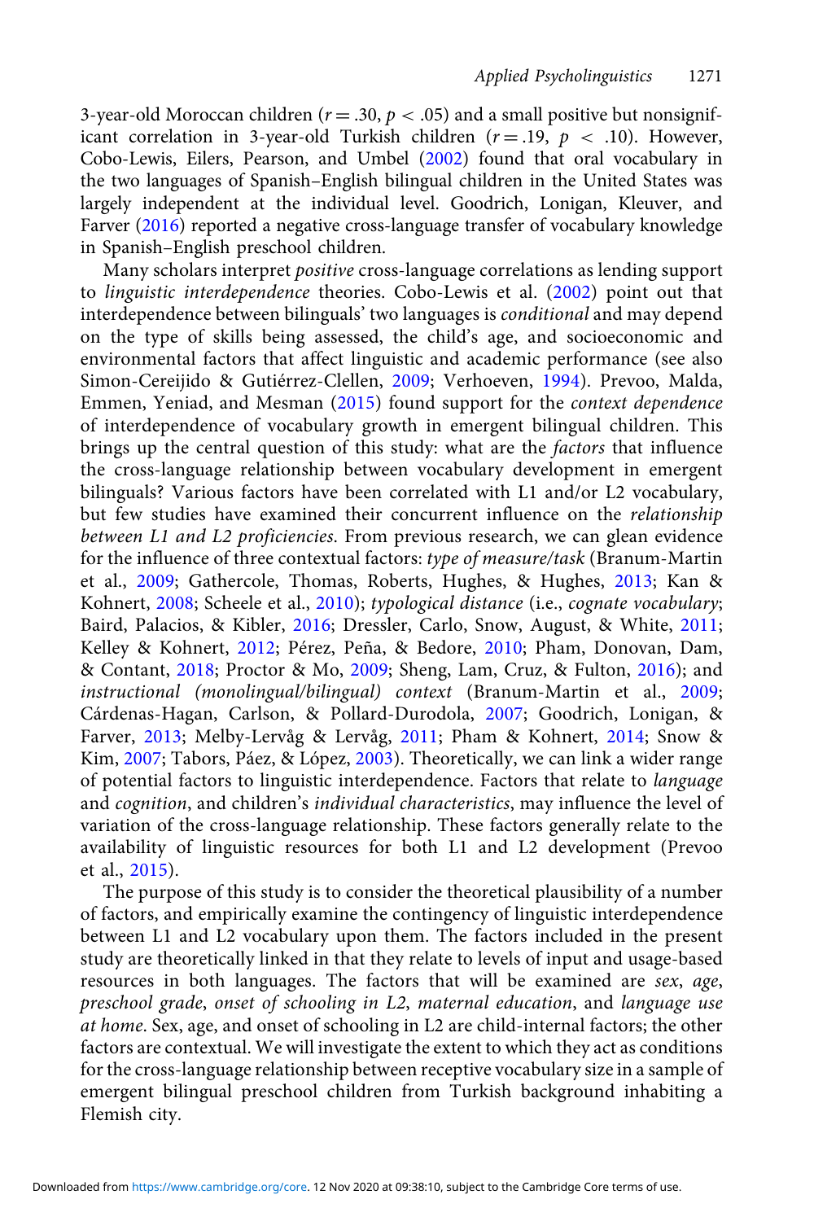3-year-old Moroccan children ($r = .30$, $p < .05$) and a small positive but nonsignificant correlation in 3-year-old Turkish children ($r = .19$, $p < .10$). However, Cobo-Lewis, Eilers, Pearson, and Umbel (2002) found that oral vocabulary in the two languages of Spanish–English bilingual children in the United States was largely independent at the individual level. Goodrich, Lonigan, Kleuver, and Farver (2016) reported a negative cross-language transfer of vocabulary knowledge in Spanish–English preschool children.

Many scholars interpret *positive* cross-language correlations as lending support to *linguistic interdependence* theories. Cobo-Lewis et al. (2002) point out that interdependence between bilinguals' two languages is *conditional* and may depend on the type of skills being assessed, the child's age, and socioeconomic and environmental factors that affect linguistic and academic performance (see also Simon-Cereijido & Gutiérrez-Clellen, 2009; Verhoeven, 1994). Prevoo, Malda, Emmen, Yeniad, and Mesman (2015) found support for the *context dependence* of interdependence of vocabulary growth in emergent bilingual children. This brings up the central question of this study: what are the *factors* that influence the cross-language relationship between vocabulary development in emergent bilinguals? Various factors have been correlated with L1 and/or L2 vocabulary, but few studies have examined their concurrent influence on the *relationship between L1 and L2 proficiencies*. From previous research, we can glean evidence for the influence of three contextual factors: *type of measure/task* (Branum-Martin et al., 2009; Gathercole, Thomas, Roberts, Hughes, & Hughes, 2013; Kan & Kohnert, 2008; Scheele et al., 2010); *typological distance* (i.e., *cognate vocabulary*; Baird, Palacios, & Kibler, 2016; Dressler, Carlo, Snow, August, & White, 2011; Kelley & Kohnert, 2012; Pérez, Peña, & Bedore, 2010; Pham, Donovan, Dam, & Contant, 2018; Proctor & Mo, 2009; Sheng, Lam, Cruz, & Fulton, 2016); and *instructional (monolingual/bilingual) context* (Branum-Martin et al., 2009; Cárdenas-Hagan, Carlson, & Pollard-Durodola, 2007; Goodrich, Lonigan, & Farver, 2013; Melby-Lervåg & Lervåg, 2011; Pham & Kohnert, 2014; Snow & Kim, 2007; Tabors, Páez, & López, 2003). Theoretically, we can link a wider range of potential factors to linguistic interdependence. Factors that relate to *language* and *cognition*, and children's *individual characteristics*, may influence the level of variation of the cross-language relationship. These factors generally relate to the availability of linguistic resources for both L1 and L2 development (Prevoo et al., 2015).

The purpose of this study is to consider the theoretical plausibility of a number of factors, and empirically examine the contingency of linguistic interdependence between L1 and L2 vocabulary upon them. The factors included in the present study are theoretically linked in that they relate to levels of input and usage-based resources in both languages. The factors that will be examined are *sex*, *age*, *preschool grade*, *onset of schooling in L2*, *maternal education*, and *language use at home*. Sex, age, and onset of schooling in L2 are child-internal factors; the other factors are contextual. We will investigate the extent to which they act as conditions for the cross-language relationship between receptive vocabulary size in a sample of emergent bilingual preschool children from Turkish background inhabiting a Flemish city.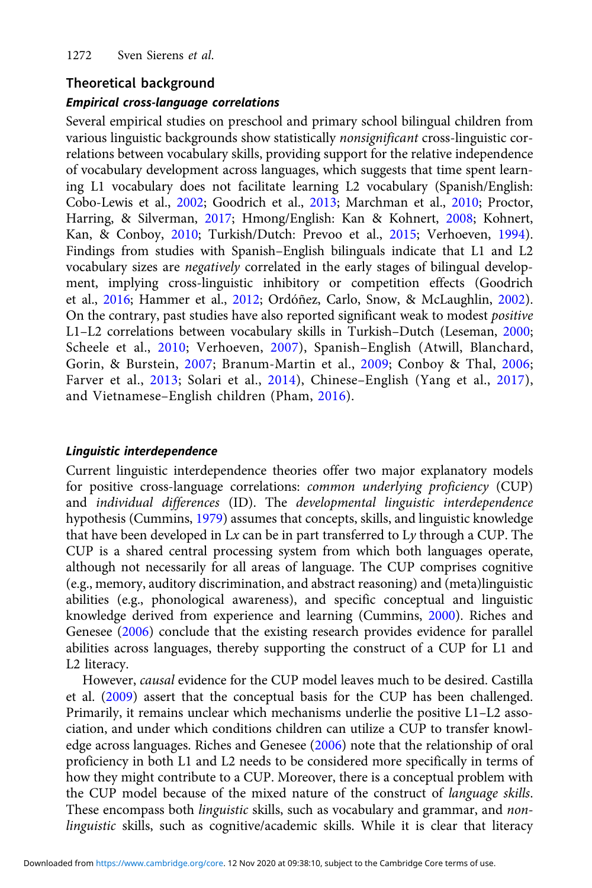## Theoretical background

### *Empirical cross-language correlations*

Several empirical studies on preschool and primary school bilingual children from various linguistic backgrounds show statistically *nonsignificant* cross-linguistic correlations between vocabulary skills, providing support for the relative independence of vocabulary development across languages, which suggests that time spent learning L1 vocabulary does not facilitate learning L2 vocabulary (Spanish/English: Cobo-Lewis et al., 2002; Goodrich et al., 2013; Marchman et al., 2010; Proctor, Harring, & Silverman, 2017; Hmong/English: Kan & Kohnert, 2008; Kohnert, Kan, & Conboy, 2010; Turkish/Dutch: Prevoo et al., 2015; Verhoeven, 1994). Findings from studies with Spanish–English bilinguals indicate that L1 and L2 vocabulary sizes are *negatively* correlated in the early stages of bilingual development, implying cross-linguistic inhibitory or competition effects (Goodrich et al., 2016; Hammer et al., 2012; Ordóñez, Carlo, Snow, & McLaughlin, 2002). On the contrary, past studies have also reported significant weak to modest *positive* L1–L2 correlations between vocabulary skills in Turkish–Dutch (Leseman, 2000; Scheele et al., 2010; Verhoeven, 2007), Spanish–English (Atwill, Blanchard, Gorin, & Burstein, 2007; Branum-Martin et al., 2009; Conboy & Thal, 2006; Farver et al., 2013; Solari et al., 2014), Chinese–English (Yang et al., 2017), and Vietnamese–English children (Pham, 2016).

### *Linguistic interdependence*

Current linguistic interdependence theories offer two major explanatory models for positive cross-language correlations: *common underlying proficiency* (CUP) and *individual differences* (ID). The *developmental linguistic interdependence* hypothesis (Cummins, 1979) assumes that concepts, skills, and linguistic knowledge that have been developed in L*x* can be in part transferred to L*y* through a CUP. The CUP is a shared central processing system from which both languages operate, although not necessarily for all areas of language. The CUP comprises cognitive (e.g., memory, auditory discrimination, and abstract reasoning) and (meta)linguistic abilities (e.g., phonological awareness), and specific conceptual and linguistic knowledge derived from experience and learning (Cummins, 2000). Riches and Genesee (2006) conclude that the existing research provides evidence for parallel abilities across languages, thereby supporting the construct of a CUP for L1 and L2 literacy.

However, *causal* evidence for the CUP model leaves much to be desired. Castilla et al. (2009) assert that the conceptual basis for the CUP has been challenged. Primarily, it remains unclear which mechanisms underlie the positive L1–L2 association, and under which conditions children can utilize a CUP to transfer knowledge across languages. Riches and Genesee (2006) note that the relationship of oral proficiency in both L1 and L2 needs to be considered more specifically in terms of how they might contribute to a CUP. Moreover, there is a conceptual problem with the CUP model because of the mixed nature of the construct of *language skills*. These encompass both *linguistic* skills, such as vocabulary and grammar, and *non-linguistic* skills, such as cognitive/academic skills. While it is clear that literacy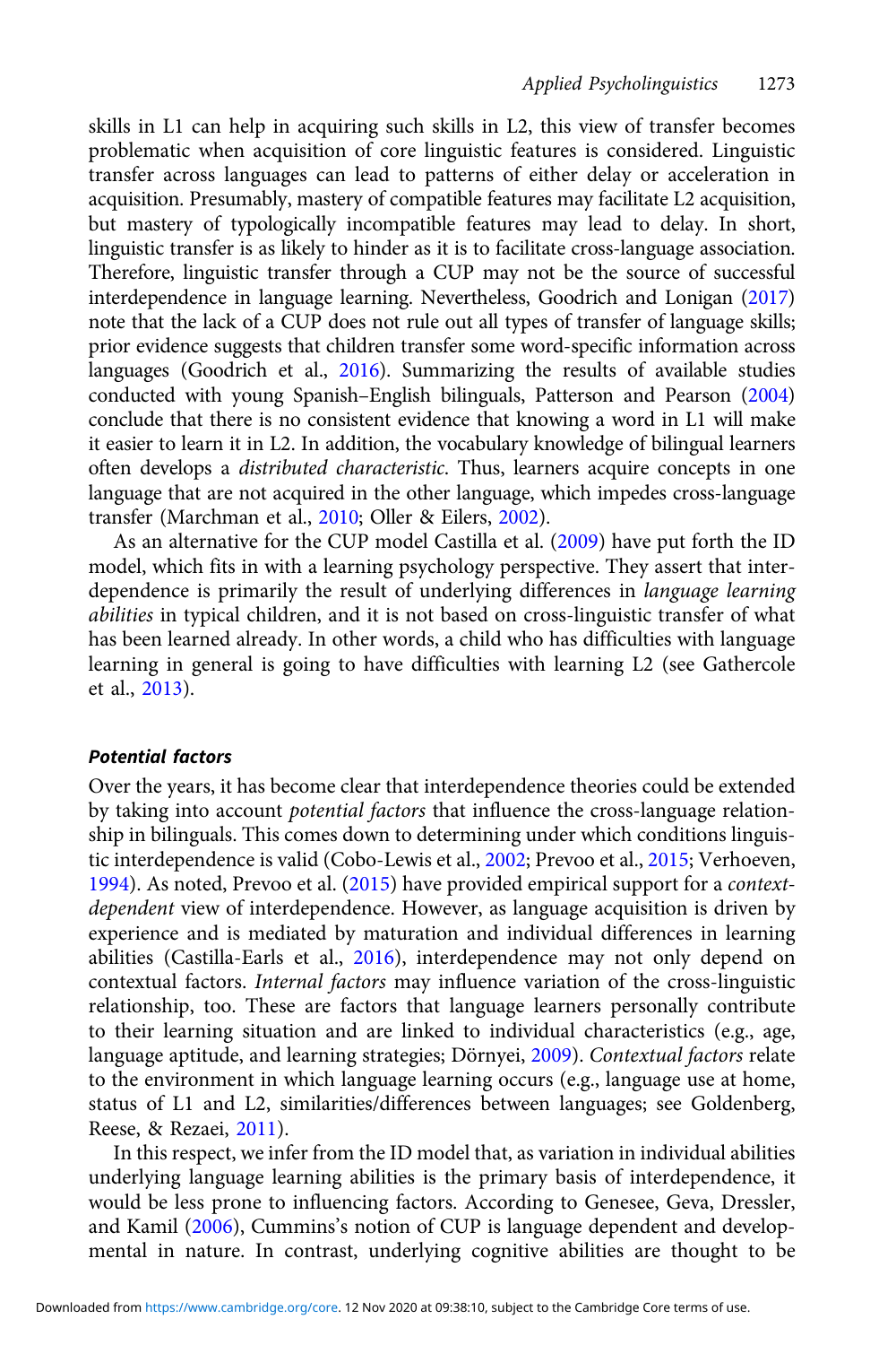skills in L1 can help in acquiring such skills in L2, this view of transfer becomes problematic when acquisition of core linguistic features is considered. Linguistic transfer across languages can lead to patterns of either delay or acceleration in acquisition. Presumably, mastery of compatible features may facilitate L2 acquisition, but mastery of typologically incompatible features may lead to delay. In short, linguistic transfer is as likely to hinder as it is to facilitate cross-language association. Therefore, linguistic transfer through a CUP may not be the source of successful interdependence in language learning. Nevertheless, Goodrich and Lonigan (2017) note that the lack of a CUP does not rule out all types of transfer of language skills; prior evidence suggests that children transfer some word-specific information across languages (Goodrich et al., 2016). Summarizing the results of available studies conducted with young Spanish–English bilinguals, Patterson and Pearson (2004) conclude that there is no consistent evidence that knowing a word in L1 will make it easier to learn it in L2. In addition, the vocabulary knowledge of bilingual learners often develops a *distributed characteristic*. Thus, learners acquire concepts in one language that are not acquired in the other language, which impedes cross-language transfer (Marchman et al., 2010; Oller & Eilers, 2002).

As an alternative for the CUP model Castilla et al. (2009) have put forth the ID model, which fits in with a learning psychology perspective. They assert that interdependence is primarily the result of underlying differences in *language learning abilities* in typical children, and it is not based on cross-linguistic transfer of what has been learned already. In other words, a child who has difficulties with language learning in general is going to have difficulties with learning L2 (see Gathercole et al., 2013).

### *Potential factors*

Over the years, it has become clear that interdependence theories could be extended by taking into account *potential factors* that influence the cross-language relationship in bilinguals. This comes down to determining under which conditions linguistic interdependence is valid (Cobo-Lewis et al., 2002; Prevoo et al., 2015; Verhoeven, 1994). As noted, Prevoo et al. (2015) have provided empirical support for a *context-dependent* view of interdependence. However, as language acquisition is driven by experience and is mediated by maturation and individual differences in learning abilities (Castilla-Earls et al., 2016), interdependence may not only depend on contextual factors. *Internal factors* may influence variation of the cross-linguistic relationship, too. These are factors that language learners personally contribute to their learning situation and are linked to individual characteristics (e.g., age, language aptitude, and learning strategies; Dörnyei, 2009). *Contextual factors* relate to the environment in which language learning occurs (e.g., language use at home, status of L1 and L2, similarities/differences between languages; see Goldenberg, Reese, & Rezaei, 2011).

In this respect, we infer from the ID model that, as variation in individual abilities underlying language learning abilities is the primary basis of interdependence, it would be less prone to influencing factors. According to Genesee, Geva, Dressler, and Kamil (2006), Cummins's notion of CUP is language dependent and developmental in nature. In contrast, underlying cognitive abilities are thought to be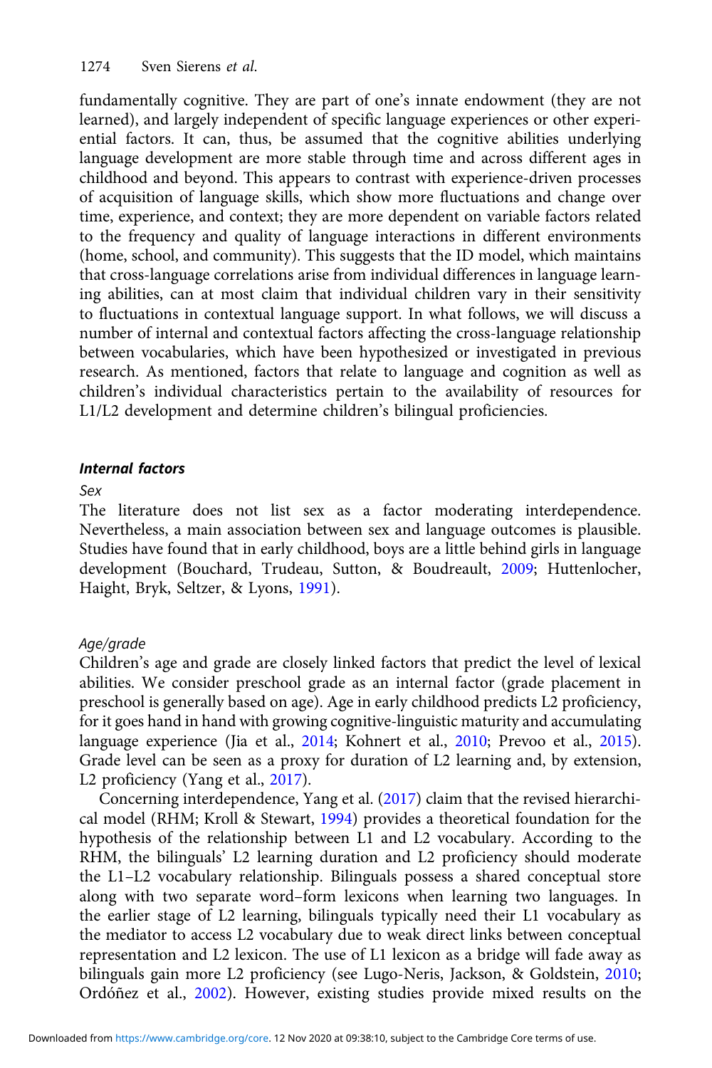fundamentally cognitive. They are part of one's innate endowment (they are not learned), and largely independent of specific language experiences or other experiential factors. It can, thus, be assumed that the cognitive abilities underlying language development are more stable through time and across different ages in childhood and beyond. This appears to contrast with experience-driven processes of acquisition of language skills, which show more fluctuations and change over time, experience, and context; they are more dependent on variable factors related to the frequency and quality of language interactions in different environments (home, school, and community). This suggests that the ID model, which maintains that cross-language correlations arise from individual differences in language learning abilities, can at most claim that individual children vary in their sensitivity to fluctuations in contextual language support. In what follows, we will discuss a number of internal and contextual factors affecting the cross-language relationship between vocabularies, which have been hypothesized or investigated in previous research. As mentioned, factors that relate to language and cognition as well as children's individual characteristics pertain to the availability of resources for L1/L2 development and determine children's bilingual proficiencies.

### *Internal factors*

#### *Sex*

The literature does not list sex as a factor moderating interdependence. Nevertheless, a main association between sex and language outcomes is plausible. Studies have found that in early childhood, boys are a little behind girls in language development (Bouchard, Trudeau, Sutton, & Boudreault, 2009; Huttenlocher, Haight, Bryk, Seltzer, & Lyons, 1991).

#### *Age/grade*

Children's age and grade are closely linked factors that predict the level of lexical abilities. We consider preschool grade as an internal factor (grade placement in preschool is generally based on age). Age in early childhood predicts L2 proficiency, for it goes hand in hand with growing cognitive-linguistic maturity and accumulating language experience (Jia et al., 2014; Kohnert et al., 2010; Prevoo et al., 2015). Grade level can be seen as a proxy for duration of L2 learning and, by extension, L2 proficiency (Yang et al., 2017).

Concerning interdependence, Yang et al. (2017) claim that the revised hierarchical model (RHM; Kroll & Stewart, 1994) provides a theoretical foundation for the hypothesis of the relationship between L1 and L2 vocabulary. According to the RHM, the bilinguals' L2 learning duration and L2 proficiency should moderate the L1–L2 vocabulary relationship. Bilinguals possess a shared conceptual store along with two separate word–form lexicons when learning two languages. In the earlier stage of L2 learning, bilinguals typically need their L1 vocabulary as the mediator to access L2 vocabulary due to weak direct links between conceptual representation and L2 lexicon. The use of L1 lexicon as a bridge will fade away as bilinguals gain more L2 proficiency (see Lugo-Neris, Jackson, & Goldstein, 2010; Ordóñez et al., 2002). However, existing studies provide mixed results on the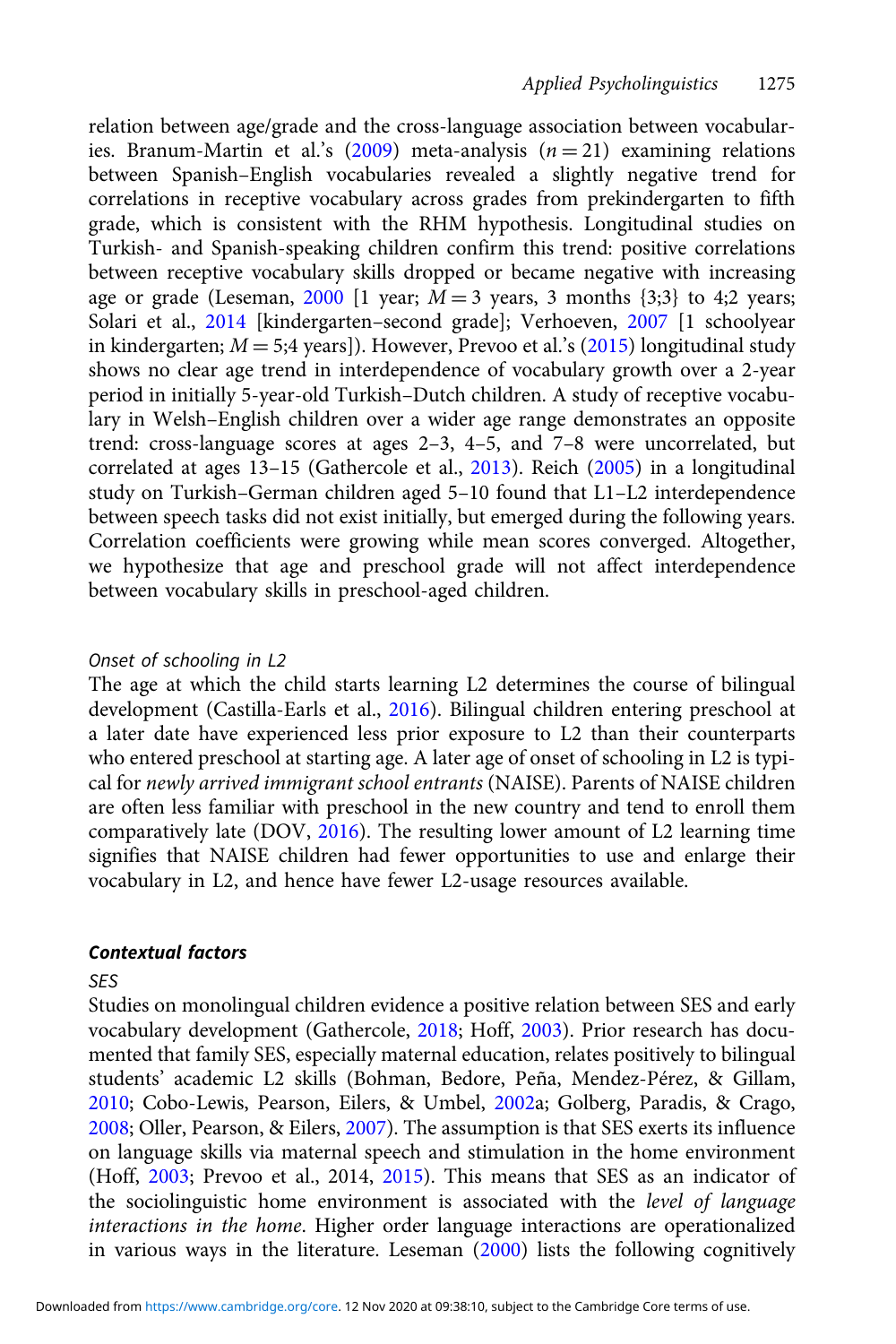relation between age/grade and the cross-language association between vocabularies. Branum-Martin et al.'s (2009) meta-analysis ($n = 21$) examining relations between Spanish–English vocabularies revealed a slightly negative trend for correlations in receptive vocabulary across grades from prekindergarten to fifth grade, which is consistent with the RHM hypothesis. Longitudinal studies on Turkish- and Spanish-speaking children confirm this trend: positive correlations between receptive vocabulary skills dropped or became negative with increasing age or grade (Leseman, 2000 [1 year; $M = 3$ years, 3 months {3;3} to 4;2 years; Solari et al., 2014 [kindergarten–second grade]; Verhoeven, 2007 [1 schoolyear in kindergarten; $M = 5;4$ years]). However, Prevoo et al.'s (2015) longitudinal study shows no clear age trend in interdependence of vocabulary growth over a 2-year period in initially 5-year-old Turkish–Dutch children. A study of receptive vocabulary in Welsh–English children over a wider age range demonstrates an opposite trend: cross-language scores at ages 2–3, 4–5, and 7–8 were uncorrelated, but correlated at ages 13–15 (Gathercole et al., 2013). Reich (2005) in a longitudinal study on Turkish–German children aged 5–10 found that L1–L2 interdependence between speech tasks did not exist initially, but emerged during the following years. Correlation coefficients were growing while mean scores converged. Altogether, we hypothesize that age and preschool grade will not affect interdependence between vocabulary skills in preschool-aged children.

*Onset of schooling in L2*

The age at which the child starts learning L2 determines the course of bilingual development (Castilla-Earls et al., 2016). Bilingual children entering preschool at a later date have experienced less prior exposure to L2 than their counterparts who entered preschool at starting age. A later age of onset of schooling in L2 is typical for *newly arrived immigrant school entrants* (NAISE). Parents of NAISE children are often less familiar with preschool in the new country and tend to enroll them comparatively late (DOV, 2016). The resulting lower amount of L2 learning time signifies that NAISE children had fewer opportunities to use and enlarge their vocabulary in L2, and hence have fewer L2-usage resources available.

### *Contextual factors*

*SES*

Studies on monolingual children evidence a positive relation between SES and early vocabulary development (Gathercole, 2018; Hoff, 2003). Prior research has documented that family SES, especially maternal education, relates positively to bilingual students' academic L2 skills (Bohman, Bedore, Peña, Mendez-Pérez, & Gillam, 2010; Cobo-Lewis, Pearson, Eilers, & Umbel, 2002a; Golberg, Paradis, & Crago, 2008; Oller, Pearson, & Eilers, 2007). The assumption is that SES exerts its influence on language skills via maternal speech and stimulation in the home environment (Hoff, 2003; Prevoo et al., 2014, 2015). This means that SES as an indicator of the sociolinguistic home environment is associated with the *level of language interactions in the home*. Higher order language interactions are operationalized in various ways in the literature. Leseman (2000) lists the following cognitively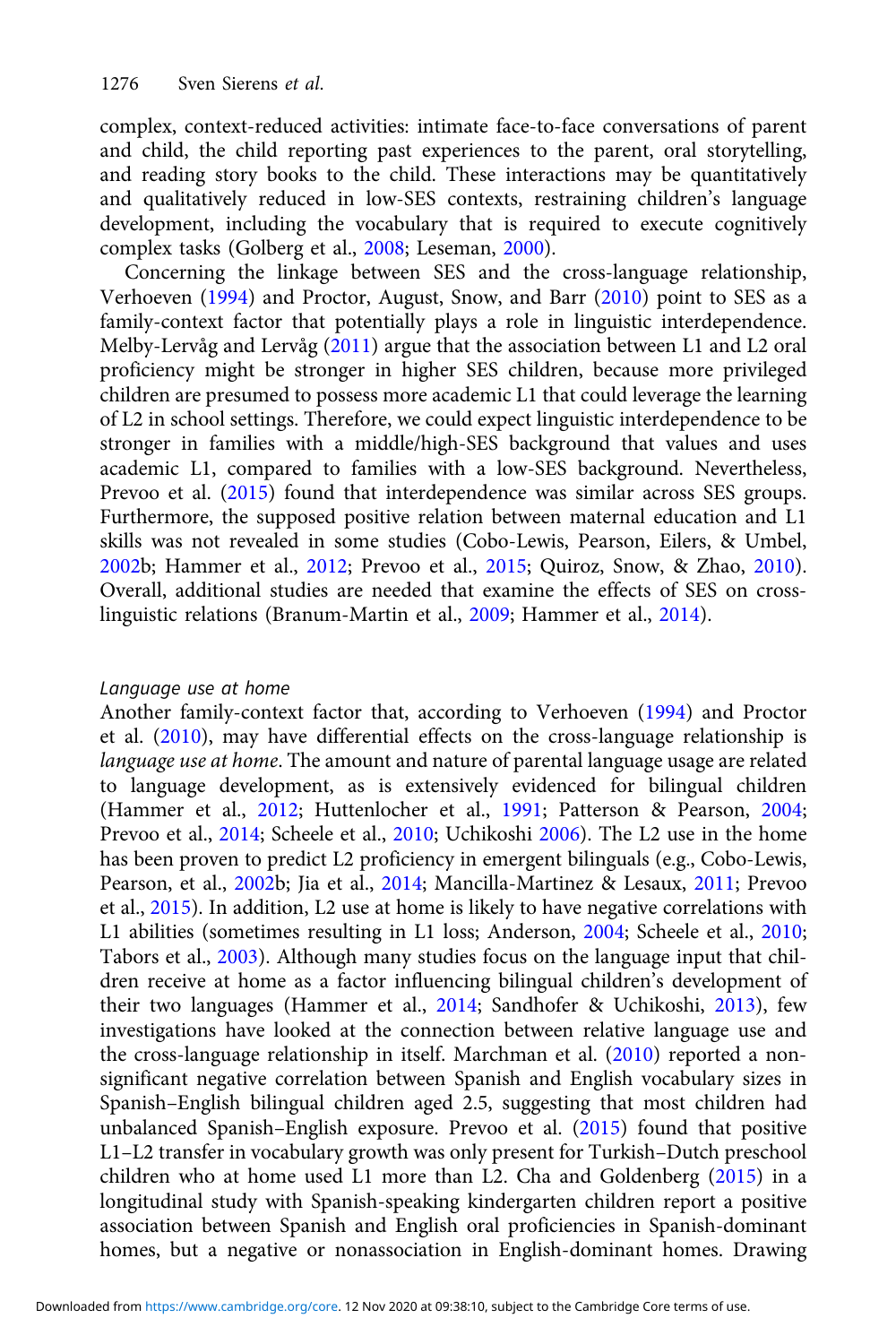complex, context-reduced activities: intimate face-to-face conversations of parent and child, the child reporting past experiences to the parent, oral storytelling, and reading story books to the child. These interactions may be quantitatively and qualitatively reduced in low-SES contexts, restraining children's language development, including the vocabulary that is required to execute cognitively complex tasks (Golberg et al., 2008; Leseman, 2000).

Concerning the linkage between SES and the cross-language relationship, Verhoeven (1994) and Proctor, August, Snow, and Barr (2010) point to SES as a family-context factor that potentially plays a role in linguistic interdependence. Melby-Lervåg and Lervåg (2011) argue that the association between L1 and L2 oral proficiency might be stronger in higher SES children, because more privileged children are presumed to possess more academic L1 that could leverage the learning of L2 in school settings. Therefore, we could expect linguistic interdependence to be stronger in families with a middle/high-SES background that values and uses academic L1, compared to families with a low-SES background. Nevertheless, Prevoo et al. (2015) found that interdependence was similar across SES groups. Furthermore, the supposed positive relation between maternal education and L1 skills was not revealed in some studies (Cobo-Lewis, Pearson, Eilers, & Umbel, 2002b; Hammer et al., 2012; Prevoo et al., 2015; Quiroz, Snow, & Zhao, 2010). Overall, additional studies are needed that examine the effects of SES on cross-linguistic relations (Branum-Martin et al., 2009; Hammer et al., 2014).

*Language use at home*

Another family-context factor that, according to Verhoeven (1994) and Proctor et al. (2010), may have differential effects on the cross-language relationship is *language use at home*. The amount and nature of parental language usage are related to language development, as is extensively evidenced for bilingual children (Hammer et al., 2012; Huttenlocher et al., 1991; Patterson & Pearson, 2004; Prevoo et al., 2014; Scheele et al., 2010; Uchikoshi 2006). The L2 use in the home has been proven to predict L2 proficiency in emergent bilinguals (e.g., Cobo-Lewis, Pearson, et al., 2002b; Jia et al., 2014; Mancilla-Martinez & Lesaux, 2011; Prevoo et al., 2015). In addition, L2 use at home is likely to have negative correlations with L1 abilities (sometimes resulting in L1 loss; Anderson, 2004; Scheele et al., 2010; Tabors et al., 2003). Although many studies focus on the language input that children receive at home as a factor influencing bilingual children's development of their two languages (Hammer et al., 2014; Sandhofer & Uchikoshi, 2013), few investigations have looked at the connection between relative language use and the cross-language relationship in itself. Marchman et al. (2010) reported a non-significant negative correlation between Spanish and English vocabulary sizes in Spanish–English bilingual children aged 2.5, suggesting that most children had unbalanced Spanish–English exposure. Prevoo et al. (2015) found that positive L1–L2 transfer in vocabulary growth was only present for Turkish–Dutch preschool children who at home used L1 more than L2. Cha and Goldenberg (2015) in a longitudinal study with Spanish-speaking kindergarten children report a positive association between Spanish and English oral proficiencies in Spanish-dominant homes, but a negative or nonassociation in English-dominant homes. Drawing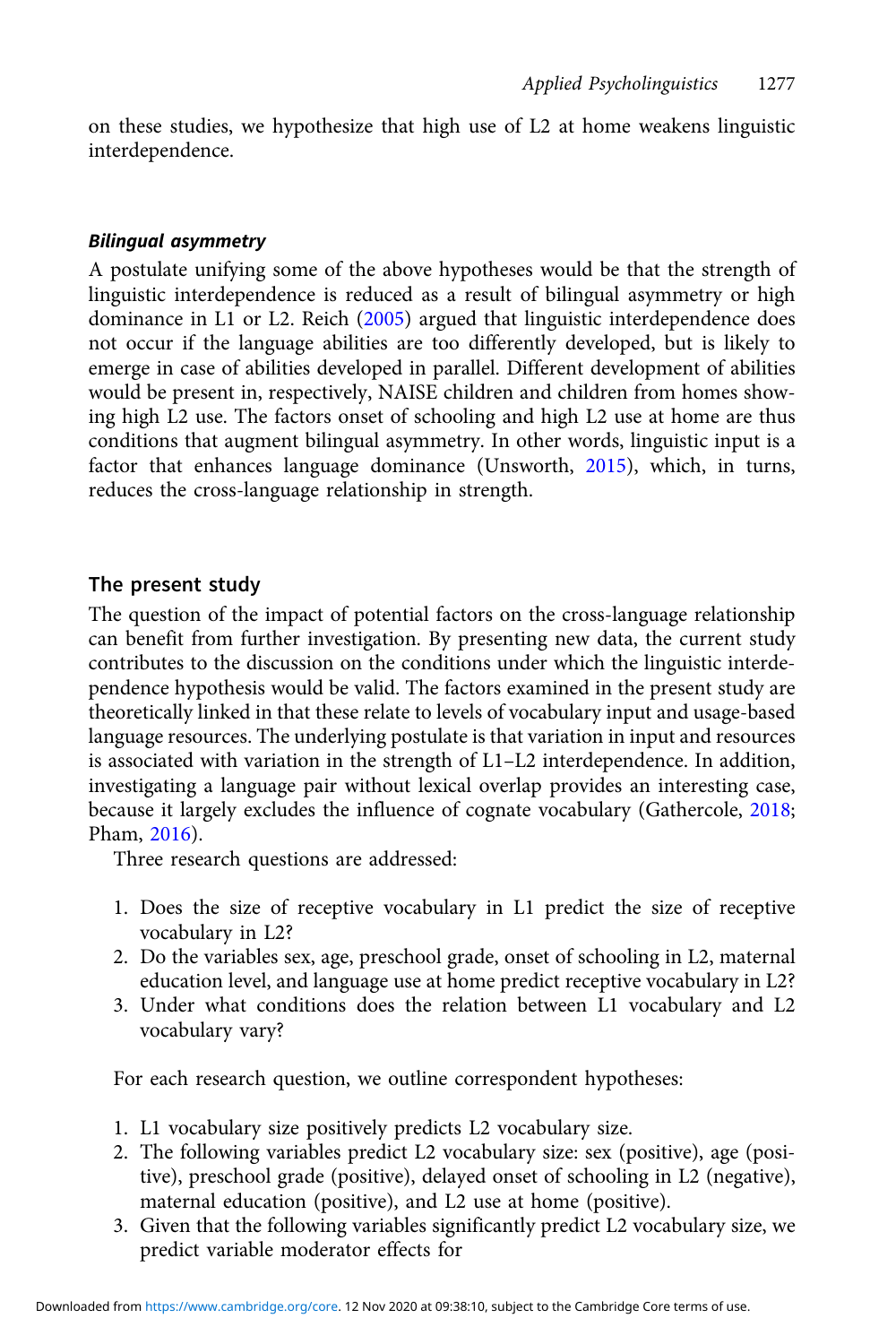on these studies, we hypothesize that high use of L2 at home weakens linguistic interdependence.

#### *Bilingual asymmetry*

A postulate unifying some of the above hypotheses would be that the strength of linguistic interdependence is reduced as a result of bilingual asymmetry or high dominance in L1 or L2. Reich (2005) argued that linguistic interdependence does not occur if the language abilities are too differently developed, but is likely to emerge in case of abilities developed in parallel. Different development of abilities would be present in, respectively, NAISE children and children from homes showing high L2 use. The factors onset of schooling and high L2 use at home are thus conditions that augment bilingual asymmetry. In other words, linguistic input is a factor that enhances language dominance (Unsworth, 2015), which, in turns, reduces the cross-language relationship in strength.

## The present study

The question of the impact of potential factors on the cross-language relationship can benefit from further investigation. By presenting new data, the current study contributes to the discussion on the conditions under which the linguistic interdependence hypothesis would be valid. The factors examined in the present study are theoretically linked in that these relate to levels of vocabulary input and usage-based language resources. The underlying postulate is that variation in input and resources is associated with variation in the strength of L1–L2 interdependence. In addition, investigating a language pair without lexical overlap provides an interesting case, because it largely excludes the influence of cognate vocabulary (Gathercole, 2018; Pham, 2016).

Three research questions are addressed:

1. Does the size of receptive vocabulary in L1 predict the size of receptive vocabulary in L2?
2. Do the variables sex, age, preschool grade, onset of schooling in L2, maternal education level, and language use at home predict receptive vocabulary in L2?
3. Under what conditions does the relation between L1 vocabulary and L2 vocabulary vary?

For each research question, we outline correspondent hypotheses:

1. L1 vocabulary size positively predicts L2 vocabulary size.
2. The following variables predict L2 vocabulary size: sex (positive), age (positive), preschool grade (positive), delayed onset of schooling in L2 (negative), maternal education (positive), and L2 use at home (positive).
3. Given that the following variables significantly predict L2 vocabulary size, we predict variable moderator effects for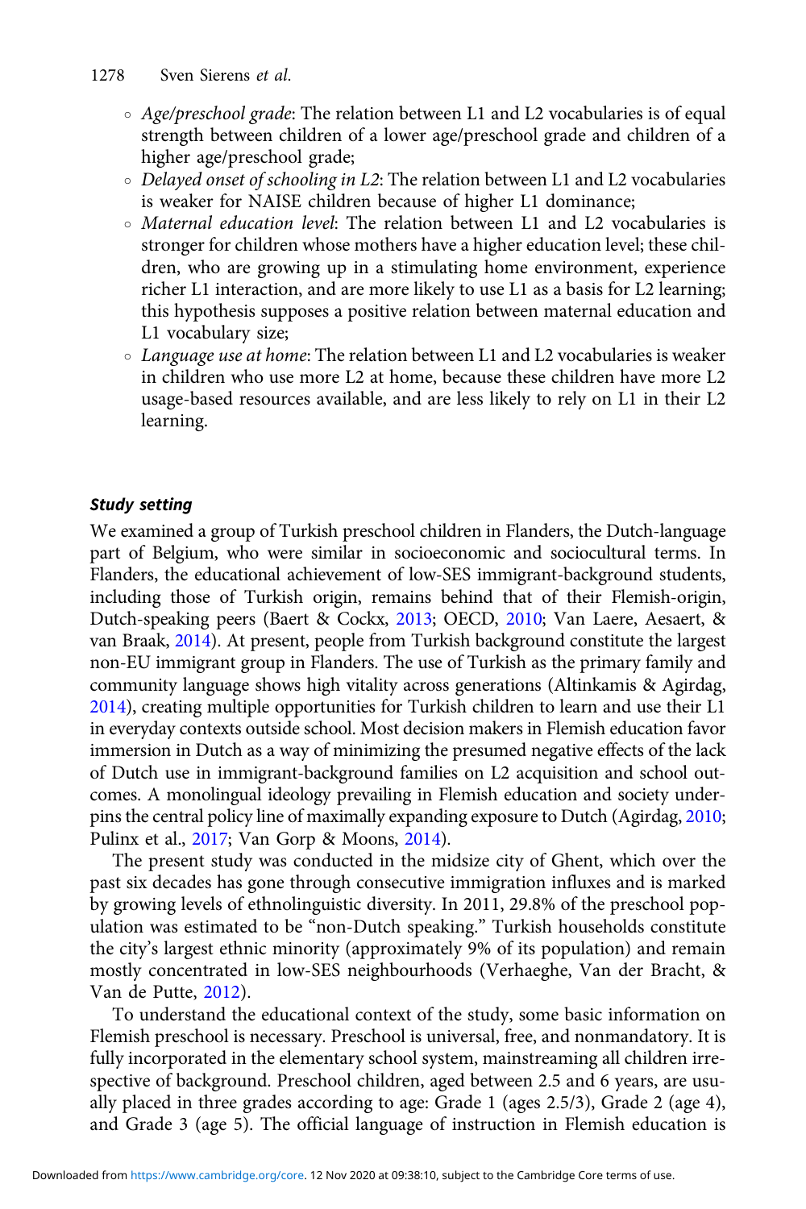- *Age/preschool grade*: The relation between L1 and L2 vocabularies is of equal strength between children of a lower age/preschool grade and children of a higher age/preschool grade;
- *Delayed onset of schooling in L2*: The relation between L1 and L2 vocabularies is weaker for NAISE children because of higher L1 dominance;
- *Maternal education level*: The relation between L1 and L2 vocabularies is stronger for children whose mothers have a higher education level; these children, who are growing up in a stimulating home environment, experience richer L1 interaction, and are more likely to use L1 as a basis for L2 learning; this hypothesis supposes a positive relation between maternal education and L1 vocabulary size;
- *Language use at home*: The relation between L1 and L2 vocabularies is weaker in children who use more L2 at home, because these children have more L2 usage-based resources available, and are less likely to rely on L1 in their L2 learning.

### Study setting

We examined a group of Turkish preschool children in Flanders, the Dutch-language part of Belgium, who were similar in socioeconomic and sociocultural terms. In Flanders, the educational achievement of low-SES immigrant-background students, including those of Turkish origin, remains behind that of their Flemish-origin, Dutch-speaking peers (Baert & Cockx, 2013; OECD, 2010; Van Laere, Aesaert, & van Braak, 2014). At present, people from Turkish background constitute the largest non-EU immigrant group in Flanders. The use of Turkish as the primary family and community language shows high vitality across generations (Altinkamis & Agirdag, 2014), creating multiple opportunities for Turkish children to learn and use their L1 in everyday contexts outside school. Most decision makers in Flemish education favor immersion in Dutch as a way of minimizing the presumed negative effects of the lack of Dutch use in immigrant-background families on L2 acquisition and school outcomes. A monolingual ideology prevailing in Flemish education and society underpins the central policy line of maximally expanding exposure to Dutch (Agirdag, 2010; Pulinx et al., 2017; Van Gorp & Moons, 2014).

The present study was conducted in the midsize city of Ghent, which over the past six decades has gone through consecutive immigration influxes and is marked by growing levels of ethnolinguistic diversity. In 2011, 29.8% of the preschool population was estimated to be "non-Dutch speaking." Turkish households constitute the city's largest ethnic minority (approximately 9% of its population) and remain mostly concentrated in low-SES neighbourhoods (Verhaeghe, Van der Bracht, & Van de Putte, 2012).

To understand the educational context of the study, some basic information on Flemish preschool is necessary. Preschool is universal, free, and nonmandatory. It is fully incorporated in the elementary school system, mainstreaming all children irrespective of background. Preschool children, aged between 2.5 and 6 years, are usually placed in three grades according to age: Grade 1 (ages 2.5/3), Grade 2 (age 4), and Grade 3 (age 5). The official language of instruction in Flemish education is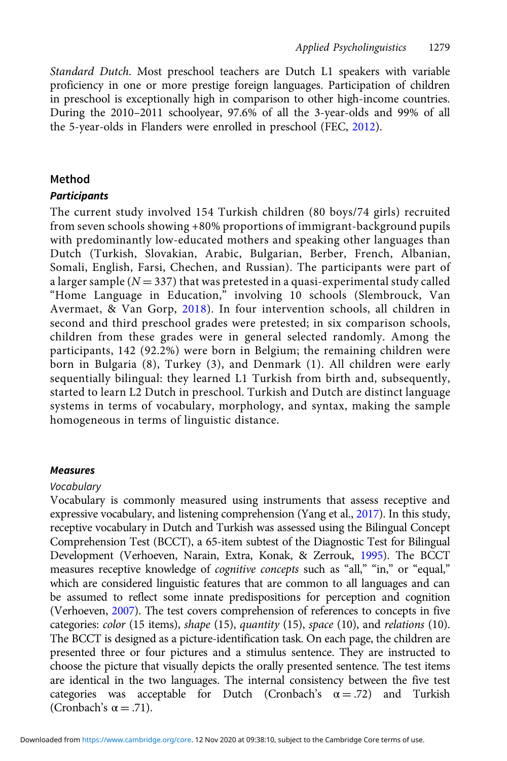Standard Dutch. Most preschool teachers are Dutch L1 speakers with variable proficiency in one or more prestige foreign languages. Participation of children in preschool is exceptionally high in comparison to other high-income countries. During the 2010–2011 schoolyear, 97.6% of all the 3-year-olds and 99% of all the 5-year-olds in Flanders were enrolled in preschool (FEC, 2012).

## Method

### *Participants*

The current study involved 154 Turkish children (80 boys/74 girls) recruited from seven schools showing +80% proportions of immigrant-background pupils with predominantly low-educated mothers and speaking other languages than Dutch (Turkish, Slovakian, Arabic, Bulgarian, Berber, French, Albanian, Somali, English, Farsi, Chechen, and Russian). The participants were part of a larger sample ($N = 337$) that was pretested in a quasi-experimental study called "Home Language in Education," involving 10 schools (Slembrouck, Van Avermaet, & Van Gorp, 2018). In four intervention schools, all children in second and third preschool grades were pretested; in six comparison schools, children from these grades were in general selected randomly. Among the participants, 142 (92.2%) were born in Belgium; the remaining children were born in Bulgaria (8), Turkey (3), and Denmark (1). All children were early sequentially bilingual: they learned L1 Turkish from birth and, subsequently, started to learn L2 Dutch in preschool. Turkish and Dutch are distinct language systems in terms of vocabulary, morphology, and syntax, making the sample homogeneous in terms of linguistic distance.

### *Measures*

#### *Vocabulary*

Vocabulary is commonly measured using instruments that assess receptive and expressive vocabulary, and listening comprehension (Yang et al., 2017). In this study, receptive vocabulary in Dutch and Turkish was assessed using the Bilingual Concept Comprehension Test (BCCT), a 65-item subtest of the Diagnostic Test for Bilingual Development (Verhoeven, Narain, Extra, Konak, & Zerrouk, 1995). The BCCT measures receptive knowledge of *cognitive concepts* such as "all," "in," or "equal," which are considered linguistic features that are common to all languages and can be assumed to reflect some innate predispositions for perception and cognition (Verhoeven, 2007). The test covers comprehension of references to concepts in five categories: *color* (15 items), *shape* (15), *quantity* (15), *space* (10), and *relations* (10). The BCCT is designed as a picture-identification task. On each page, the children are presented three or four pictures and a stimulus sentence. They are instructed to choose the picture that visually depicts the orally presented sentence. The test items are identical in the two languages. The internal consistency between the five test categories was acceptable for Dutch (Cronbach's $\alpha = .72$) and Turkish (Cronbach's $\alpha = .71$).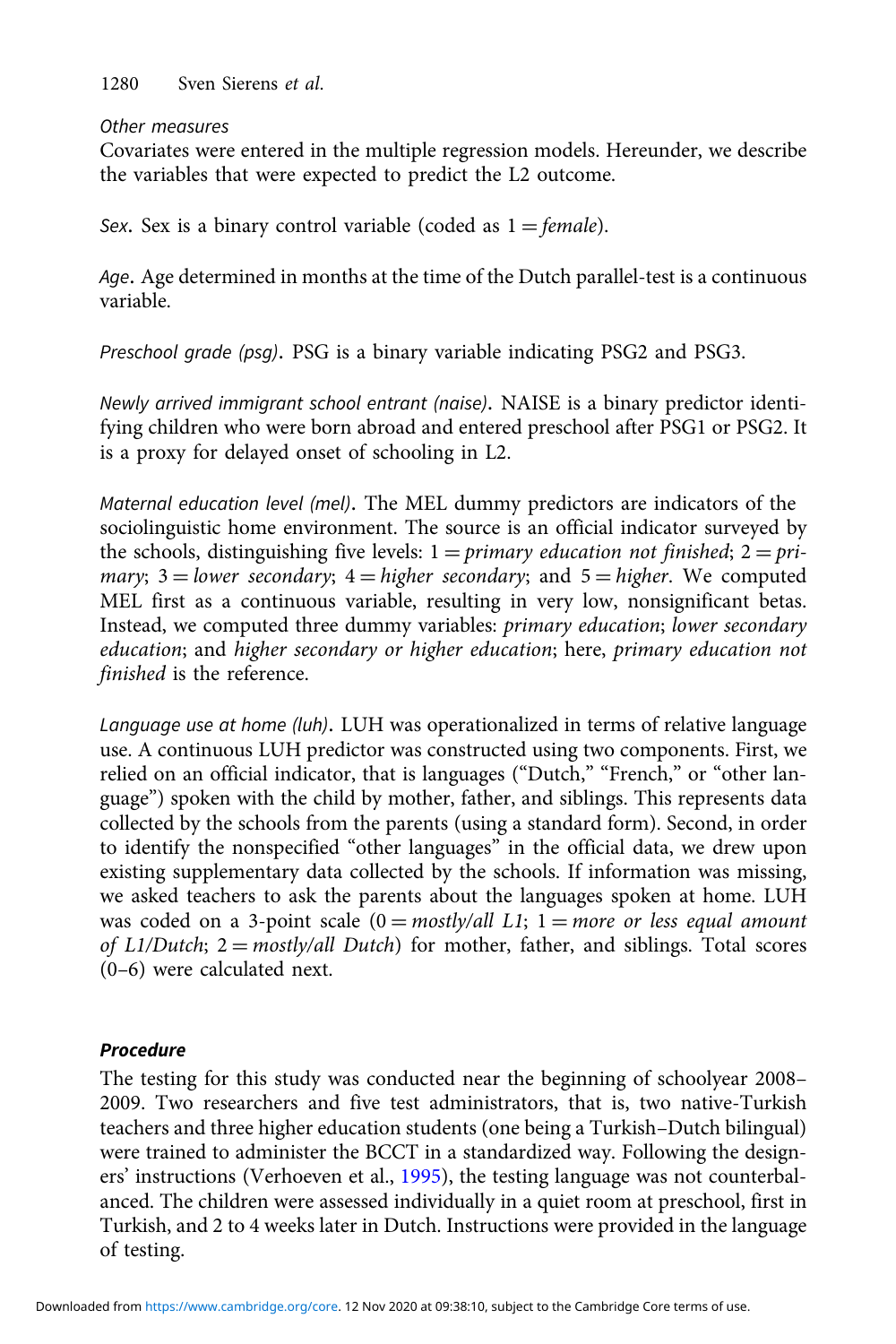*Other measures*

Covariates were entered in the multiple regression models. Hereunder, we describe the variables that were expected to predict the L2 outcome.

*Sex*. Sex is a binary control variable (coded as 1 = *female*).

*Age*. Age determined in months at the time of the Dutch parallel-test is a continuous variable.

*Preschool grade (psg)*. PSG is a binary variable indicating PSG2 and PSG3.

*Newly arrived immigrant school entrant (naise)*. NAISE is a binary predictor identifying children who were born abroad and entered preschool after PSG1 or PSG2. It is a proxy for delayed onset of schooling in L2.

*Maternal education level (mel)*. The MEL dummy predictors are indicators of the sociolinguistic home environment. The source is an official indicator surveyed by the schools, distinguishing five levels: 1 = *primary education not finished*; 2 = *primary*; 3 = *lower secondary*; 4 = *higher secondary*; and 5 = *higher*. We computed MEL first as a continuous variable, resulting in very low, nonsignificant betas. Instead, we computed three dummy variables: *primary education*; *lower secondary education*; and *higher secondary or higher education*; here, *primary education not finished* is the reference.

*Language use at home (luh)*. LUH was operationalized in terms of relative language use. A continuous LUH predictor was constructed using two components. First, we relied on an official indicator, that is languages ("Dutch," "French," or "other language") spoken with the child by mother, father, and siblings. This represents data collected by the schools from the parents (using a standard form). Second, in order to identify the nonspecified "other languages" in the official data, we drew upon existing supplementary data collected by the schools. If information was missing, we asked teachers to ask the parents about the languages spoken at home. LUH was coded on a 3-point scale (0 = *mostly/all L1*; 1 = *more or less equal amount of L1/Dutch*; 2 = *mostly/all Dutch*) for mother, father, and siblings. Total scores (0–6) were calculated next.

### Procedure

The testing for this study was conducted near the beginning of schoolyear 2008–2009. Two researchers and five test administrators, that is, two native-Turkish teachers and three higher education students (one being a Turkish–Dutch bilingual) were trained to administer the BCCT in a standardized way. Following the designers' instructions (Verhoeven et al., 1995), the testing language was not counterbalanced. The children were assessed individually in a quiet room at preschool, first in Turkish, and 2 to 4 weeks later in Dutch. Instructions were provided in the language of testing.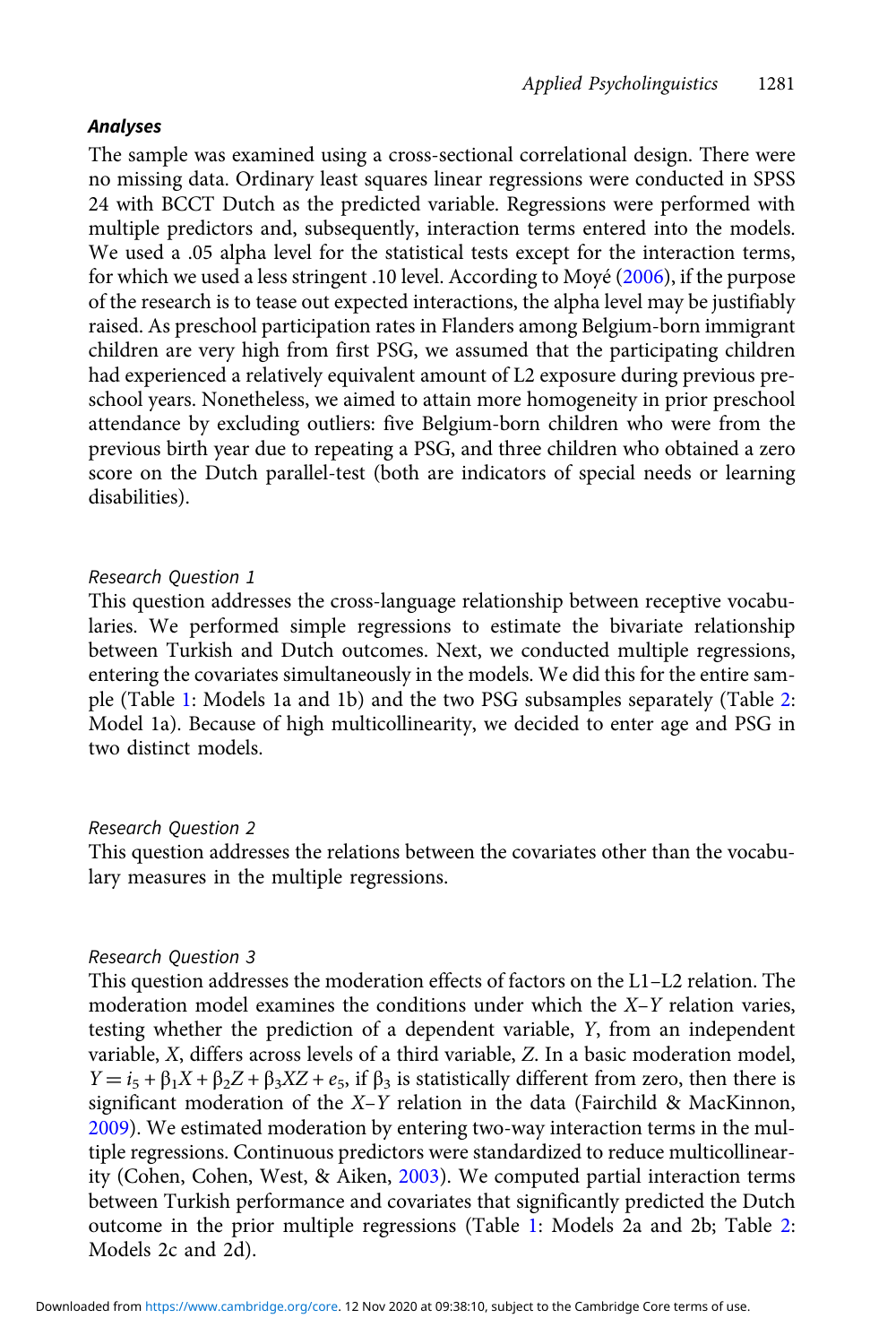### *Analyses*

The sample was examined using a cross-sectional correlational design. There were no missing data. Ordinary least squares linear regressions were conducted in SPSS 24 with BCCT Dutch as the predicted variable. Regressions were performed with multiple predictors and, subsequently, interaction terms entered into the models. We used a .05 alpha level for the statistical tests except for the interaction terms, for which we used a less stringent .10 level. According to Moyé (2006), if the purpose of the research is to tease out expected interactions, the alpha level may be justifiably raised. As preschool participation rates in Flanders among Belgium-born immigrant children are very high from first PSG, we assumed that the participating children had experienced a relatively equivalent amount of L2 exposure during previous preschool years. Nonetheless, we aimed to attain more homogeneity in prior preschool attendance by excluding outliers: five Belgium-born children who were from the previous birth year due to repeating a PSG, and three children who obtained a zero score on the Dutch parallel-test (both are indicators of special needs or learning disabilities).

*Research Question 1*

This question addresses the cross-language relationship between receptive vocabularies. We performed simple regressions to estimate the bivariate relationship between Turkish and Dutch outcomes. Next, we conducted multiple regressions, entering the covariates simultaneously in the models. We did this for the entire sample (Table 1: Models 1a and 1b) and the two PSG subsamples separately (Table 2: Model 1a). Because of high multicollinearity, we decided to enter age and PSG in two distinct models.

*Research Question 2*

This question addresses the relations between the covariates other than the vocabulary measures in the multiple regressions.

*Research Question 3*

This question addresses the moderation effects of factors on the L1–L2 relation. The moderation model examines the conditions under which the *X*–*Y* relation varies, testing whether the prediction of a dependent variable, *Y*, from an independent variable, *X*, differs across levels of a third variable, *Z*. In a basic moderation model, $Y = i_5 + \beta_1 X + \beta_2 Z + \beta_3 XZ + e_5$, if $\beta_3$ is statistically different from zero, then there is significant moderation of the *X*–*Y* relation in the data (Fairchild & MacKinnon, 2009). We estimated moderation by entering two-way interaction terms in the multiple regressions. Continuous predictors were standardized to reduce multicollinearity (Cohen, Cohen, West, & Aiken, 2003). We computed partial interaction terms between Turkish performance and covariates that significantly predicted the Dutch outcome in the prior multiple regressions (Table 1: Models 2a and 2b; Table 2: Models 2c and 2d).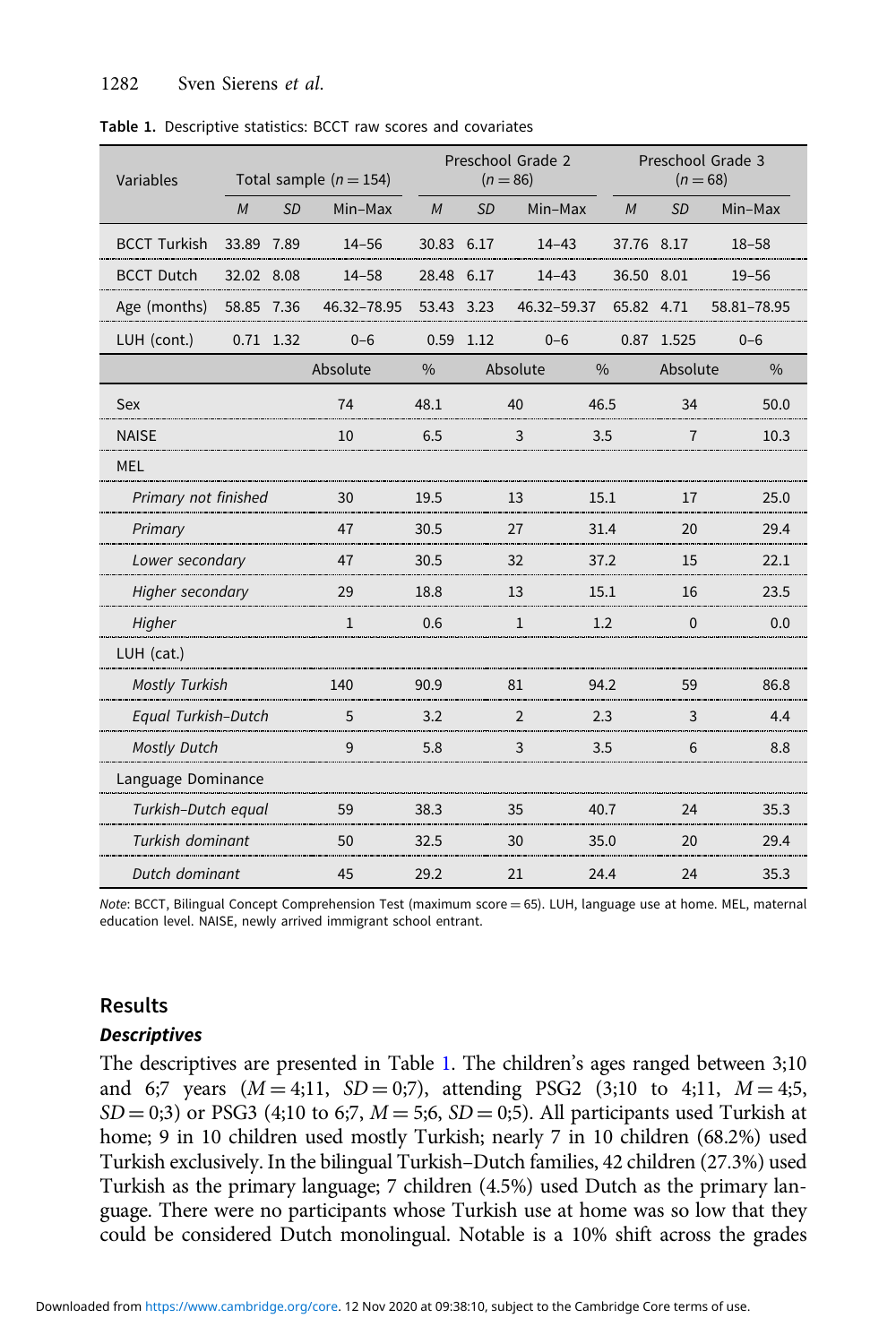**Table 1.** Descriptive statistics: BCCT raw scores and covariates

| Variables | Total sample ($n = 154$) | | | Preschool Grade 2 ($n = 86$) | | | Preschool Grade 3 ($n = 68$) | | |
|---|---|---|---|---|---|---|---|---|---|
| | *M* | *SD* | Min–Max | *M* | *SD* | Min–Max | *M* | *SD* | Min–Max |
| BCCT Turkish | 33.89 | 7.89 | 14–56 | 30.83 | 6.17 | 14–43 | 37.76 | 8.17 | 18–58 |
| BCCT Dutch | 32.02 | 8.08 | 14–58 | 28.48 | 6.17 | 14–43 | 36.50 | 8.01 | 19–56 |
| Age (months) | 58.85 | 7.36 | 46.32–78.95 | 53.43 | 3.23 | 46.32–59.37 | 65.82 | 4.71 | 58.81–78.95 |
| LUH (cont.) | 0.71 | 1.32 | 0–6 | 0.59 | 1.12 | 0–6 | 0.87 | 1.525 | 0–6 |
| | | Absolute | % | | Absolute | % | | Absolute | % |
| Sex | | 74 | 48.1 | | 40 | 46.5 | | 34 | 50.0 |
| NAISE | | 10 | 6.5 | | 3 | 3.5 | | 7 | 10.3 |
| MEL | | | | | | | | | |
| *Primary not finished* | | 30 | 19.5 | | 13 | 15.1 | | 17 | 25.0 |
| *Primary* | | 47 | 30.5 | | 27 | 31.4 | | 20 | 29.4 |
| *Lower secondary* | | 47 | 30.5 | | 32 | 37.2 | | 15 | 22.1 |
| *Higher secondary* | | 29 | 18.8 | | 13 | 15.1 | | 16 | 23.5 |
| *Higher* | | 1 | 0.6 | | 1 | 1.2 | | 0 | 0.0 |
| LUH (cat.) | | | | | | | | | |
| *Mostly Turkish* | | 140 | 90.9 | | 81 | 94.2 | | 59 | 86.8 |
| *Equal Turkish–Dutch* | | 5 | 3.2 | | 2 | 2.3 | | 3 | 4.4 |
| *Mostly Dutch* | | 9 | 5.8 | | 3 | 3.5 | | 6 | 8.8 |
| Language Dominance | | | | | | | | | |
| *Turkish–Dutch equal* | | 59 | 38.3 | | 35 | 40.7 | | 24 | 35.3 |
| *Turkish dominant* | | 50 | 32.5 | | 30 | 35.0 | | 20 | 29.4 |
| *Dutch dominant* | | 45 | 29.2 | | 21 | 24.4 | | 24 | 35.3 |

*Note*: BCCT, Bilingual Concept Comprehension Test (maximum score = 65). LUH, language use at home. MEL, maternal education level. NAISE, newly arrived immigrant school entrant.

## Results

### *Descriptives*

The descriptives are presented in Table 1. The children's ages ranged between 3;10 and 6;7 years ($M = 4;11$, $SD = 0;7$), attending PSG2 (3;10 to 4;11, $M = 4;5$, $SD = 0;3$) or PSG3 (4;10 to 6;7, $M = 5;6$, $SD = 0;5$). All participants used Turkish at home; 9 in 10 children used mostly Turkish; nearly 7 in 10 children (68.2%) used Turkish exclusively. In the bilingual Turkish–Dutch families, 42 children (27.3%) used Turkish as the primary language; 7 children (4.5%) used Dutch as the primary language. There were no participants whose Turkish use at home was so low that they could be considered Dutch monolingual. Notable is a 10% shift across the grades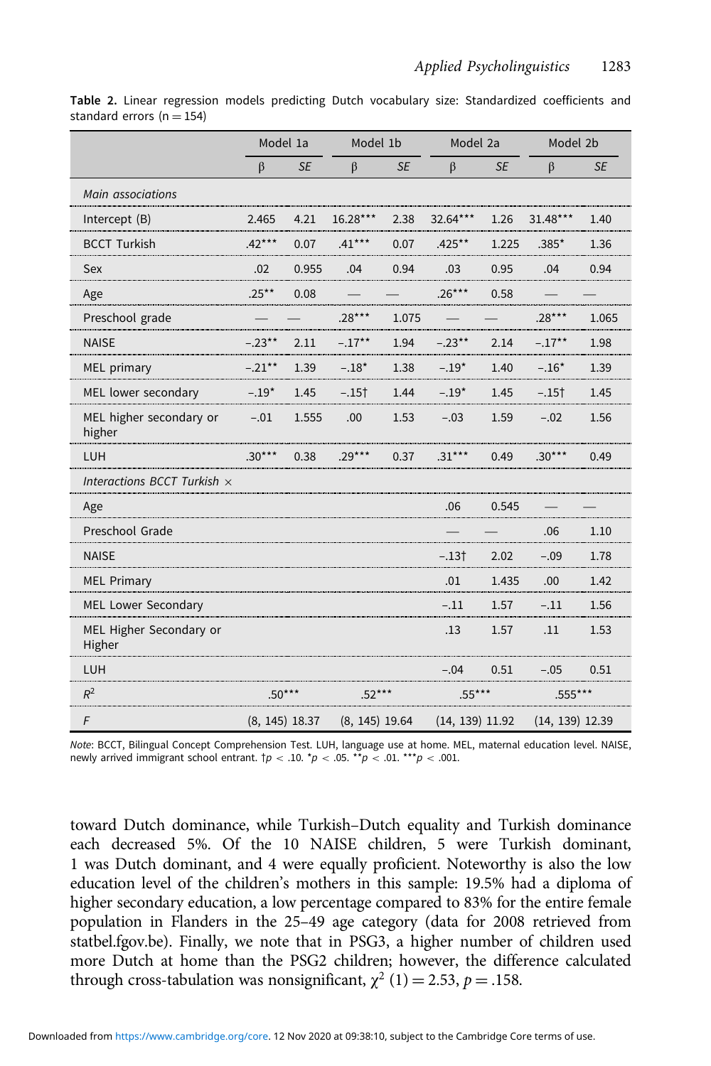**Table 2.** Linear regression models predicting Dutch vocabulary size: Standardized coefficients and standard errors (n = 154)

| | Model 1a | | Model 1b | | Model 2a | | Model 2b | |
|---|---|---|---|---|---|---|---|---|
| | β | *SE* | β | *SE* | β | *SE* | β | *SE* |
| *Main associations* | | | | | | | | |
| Intercept (B) | 2.465 | 4.21 | 16.28*** | 2.38 | 32.64*** | 1.26 | 31.48*** | 1.40 |
| BCCT Turkish | .42*** | 0.07 | .41*** | 0.07 | .425** | 1.225 | .385* | 1.36 |
| Sex | .02 | 0.955 | .04 | 0.94 | .03 | 0.95 | .04 | 0.94 |
| Age | .25** | 0.08 | — | — | .26*** | 0.58 | — | — |
| Preschool grade | — | — | .28*** | 1.075 | — | — | .28*** | 1.065 |
| NAISE | −.23** | 2.11 | −.17** | 1.94 | −.23** | 2.14 | −.17** | 1.98 |
| MEL primary | −.21** | 1.39 | −.18* | 1.38 | −.19* | 1.40 | −.16* | 1.39 |
| MEL lower secondary | −.19* | 1.45 | −.15† | 1.44 | −.19* | 1.45 | −.15† | 1.45 |
| MEL higher secondary or higher | −.01 | 1.555 | .00 | 1.53 | −.03 | 1.59 | −.02 | 1.56 |
| LUH | .30*** | 0.38 | .29*** | 0.37 | .31*** | 0.49 | .30*** | 0.49 |
| *Interactions BCCT Turkish ×* | | | | | | | | |
| Age | | | | | .06 | 0.545 | — | — |
| Preschool Grade | | | | | — | — | .06 | 1.10 |
| NAISE | | | | | −.13† | 2.02 | −.09 | 1.78 |
| MEL Primary | | | | | .01 | 1.435 | .00 | 1.42 |
| MEL Lower Secondary | | | | | −.11 | 1.57 | −.11 | 1.56 |
| MEL Higher Secondary or Higher | | | | | .13 | 1.57 | .11 | 1.53 |
| LUH | | | | | −.04 | 0.51 | −.05 | 0.51 |
| $R^2$ | .50*** | | .52*** | | .55*** | | .555*** | |
| *F* | (8, 145) 18.37 | | (8, 145) 19.64 | | (14, 139) 11.92 | | (14, 139) 12.39 | |

*Note*: BCCT, Bilingual Concept Comprehension Test. LUH, language use at home. MEL, maternal education level. NAISE, newly arrived immigrant school entrant. †$p < .10$. *$p < .05$. **$p < .01$. ***$p < .001$.

toward Dutch dominance, while Turkish–Dutch equality and Turkish dominance each decreased 5%. Of the 10 NAISE children, 5 were Turkish dominant, 1 was Dutch dominant, and 4 were equally proficient. Noteworthy is also the low education level of the children's mothers in this sample: 19.5% had a diploma of higher secondary education, a low percentage compared to 83% for the entire female population in Flanders in the 25–49 age category (data for 2008 retrieved from statbel.fgov.be). Finally, we note that in PSG3, a higher number of children used more Dutch at home than the PSG2 children; however, the difference calculated through cross-tabulation was nonsignificant, $\chi^2$ (1) = 2.53, $p = .158$.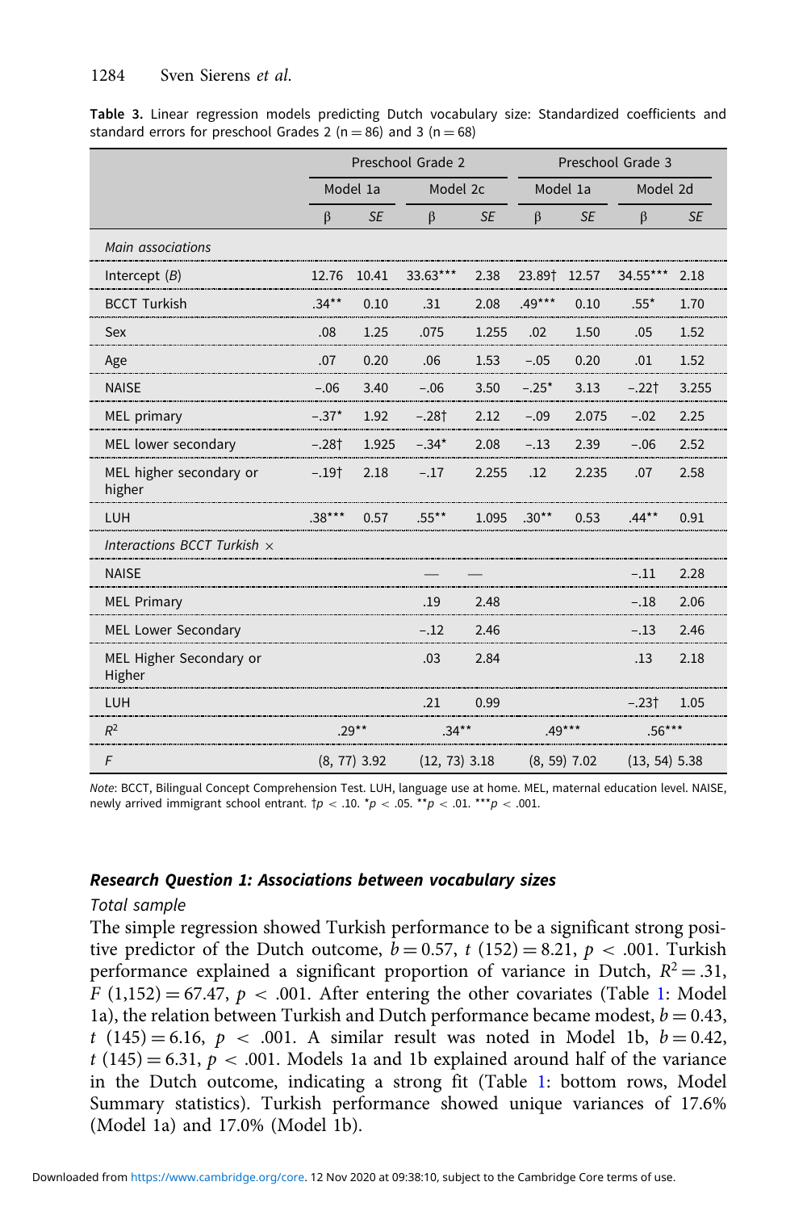**Table 3.** Linear regression models predicting Dutch vocabulary size: Standardized coefficients and standard errors for preschool Grades 2 (n = 86) and 3 (n = 68)

| | Preschool Grade 2 | | | | Preschool Grade 3 | | | |
|---|---|---|---|---|---|---|---|---|
| | Model 1a | | Model 2c | | Model 1a | | Model 2d | |
| | β | *SE* | β | *SE* | β | *SE* | β | *SE* |
| *Main associations* | | | | | | | | |
| Intercept (*B*) | 12.76 | 10.41 | 33.63*** | 2.38 | 23.89† | 12.57 | 34.55*** | 2.18 |
| BCCT Turkish | .34** | 0.10 | .31 | 2.08 | .49*** | 0.10 | .55* | 1.70 |
| Sex | .08 | 1.25 | .075 | 1.255 | .02 | 1.50 | .05 | 1.52 |
| Age | .07 | 0.20 | .06 | 1.53 | −.05 | 0.20 | .01 | 1.52 |
| NAISE | −.06 | 3.40 | −.06 | 3.50 | −.25* | 3.13 | −.22† | 3.255 |
| MEL primary | −.37* | 1.92 | −.28† | 2.12 | −.09 | 2.075 | −.02 | 2.25 |
| MEL lower secondary | −.28† | 1.925 | −.34* | 2.08 | −.13 | 2.39 | −.06 | 2.52 |
| MEL higher secondary or higher | −.19† | 2.18 | −.17 | 2.255 | .12 | 2.235 | .07 | 2.58 |
| LUH | .38*** | 0.57 | .55** | 1.095 | .30** | 0.53 | .44** | 0.91 |
| *Interactions BCCT Turkish ×* | | | | | | | | |
| NAISE | | | — | — | | | −.11 | 2.28 |
| MEL Primary | | | .19 | 2.48 | | | −.18 | 2.06 |
| MEL Lower Secondary | | | −.12 | 2.46 | | | −.13 | 2.46 |
| MEL Higher Secondary or Higher | | | .03 | 2.84 | | | .13 | 2.18 |
| LUH | | | .21 | 0.99 | | | −.23† | 1.05 |
| $R^2$ | .29** | | .34** | | .49*** | | .56*** | |
| *F* | (8, 77) 3.92 | | (12, 73) 3.18 | | (8, 59) 7.02 | | (13, 54) 5.38 | |

*Note*: BCCT, Bilingual Concept Comprehension Test. LUH, language use at home. MEL, maternal education level. NAISE, newly arrived immigrant school entrant. †$p < .10$. *$p < .05$. **$p < .01$. ***$p < .001$.

#### ***Research Question 1: Associations between vocabulary sizes***

*Total sample*

The simple regression showed Turkish performance to be a significant strong positive predictor of the Dutch outcome, $b = 0.57$, $t\ (152) = 8.21$, $p < .001$. Turkish performance explained a significant proportion of variance in Dutch, $R^2 = .31$, $F\ (1{,}152) = 67.47$, $p < .001$. After entering the other covariates (Table 1: Model 1a), the relation between Turkish and Dutch performance became modest, $b = 0.43$, $t\ (145) = 6.16$, $p < .001$. A similar result was noted in Model 1b, $b = 0.42$, $t\ (145) = 6.31$, $p < .001$. Models 1a and 1b explained around half of the variance in the Dutch outcome, indicating a strong fit (Table 1: bottom rows, Model Summary statistics). Turkish performance showed unique variances of 17.6% (Model 1a) and 17.0% (Model 1b).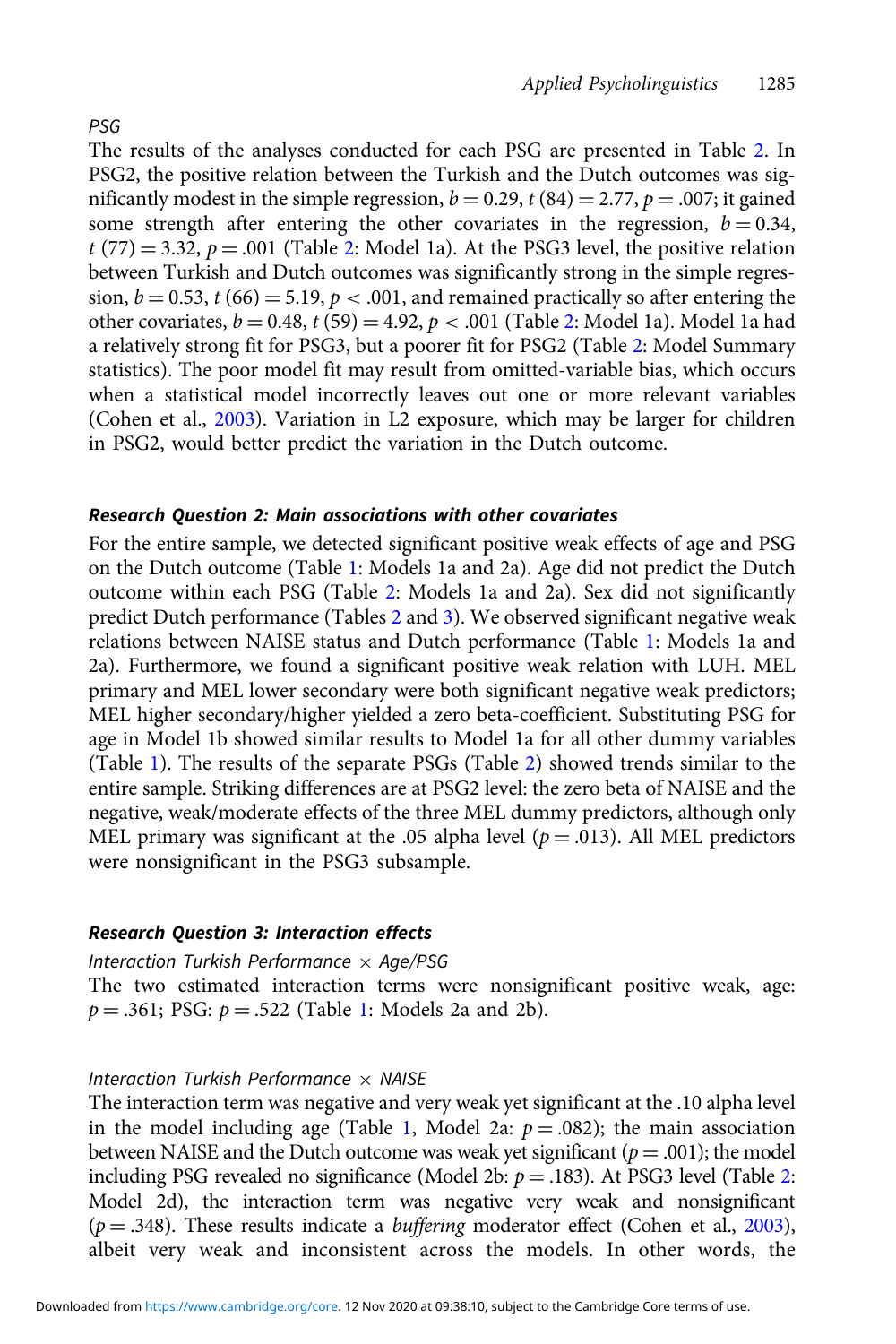*PSG*

The results of the analyses conducted for each PSG are presented in Table 2. In PSG2, the positive relation between the Turkish and the Dutch outcomes was significantly modest in the simple regression, $b = 0.29$, $t\ (84) = 2.77$, $p = .007$; it gained some strength after entering the other covariates in the regression, $b = 0.34$, $t\ (77) = 3.32$, $p = .001$ (Table 2: Model 1a). At the PSG3 level, the positive relation between Turkish and Dutch outcomes was significantly strong in the simple regression, $b = 0.53$, $t\ (66) = 5.19$, $p < .001$, and remained practically so after entering the other covariates, $b = 0.48$, $t\ (59) = 4.92$, $p < .001$ (Table 2: Model 1a). Model 1a had a relatively strong fit for PSG3, but a poorer fit for PSG2 (Table 2: Model Summary statistics). The poor model fit may result from omitted-variable bias, which occurs when a statistical model incorrectly leaves out one or more relevant variables (Cohen et al., 2003). Variation in L2 exposure, which may be larger for children in PSG2, would better predict the variation in the Dutch outcome.

### *Research Question 2: Main associations with other covariates*

For the entire sample, we detected significant positive weak effects of age and PSG on the Dutch outcome (Table 1: Models 1a and 2a). Age did not predict the Dutch outcome within each PSG (Table 2: Models 1a and 2a). Sex did not significantly predict Dutch performance (Tables 2 and 3). We observed significant negative weak relations between NAISE status and Dutch performance (Table 1: Models 1a and 2a). Furthermore, we found a significant positive weak relation with LUH. MEL primary and MEL lower secondary were both significant negative weak predictors; MEL higher secondary/higher yielded a zero beta-coefficient. Substituting PSG for age in Model 1b showed similar results to Model 1a for all other dummy variables (Table 1). The results of the separate PSGs (Table 2) showed trends similar to the entire sample. Striking differences are at PSG2 level: the zero beta of NAISE and the negative, weak/moderate effects of the three MEL dummy predictors, although only MEL primary was significant at the .05 alpha level ($p = .013$). All MEL predictors were nonsignificant in the PSG3 subsample.

### *Research Question 3: Interaction effects*

*Interaction Turkish Performance × Age/PSG*

The two estimated interaction terms were nonsignificant positive weak, age: $p = .361$; PSG: $p = .522$ (Table 1: Models 2a and 2b).

*Interaction Turkish Performance × NAISE*

The interaction term was negative and very weak yet significant at the .10 alpha level in the model including age (Table 1, Model 2a: $p = .082$); the main association between NAISE and the Dutch outcome was weak yet significant ($p = .001$); the model including PSG revealed no significance (Model 2b: $p = .183$). At PSG3 level (Table 2: Model 2d), the interaction term was negative very weak and nonsignificant ($p = .348$). These results indicate a *buffering* moderator effect (Cohen et al., 2003), albeit very weak and inconsistent across the models. In other words, the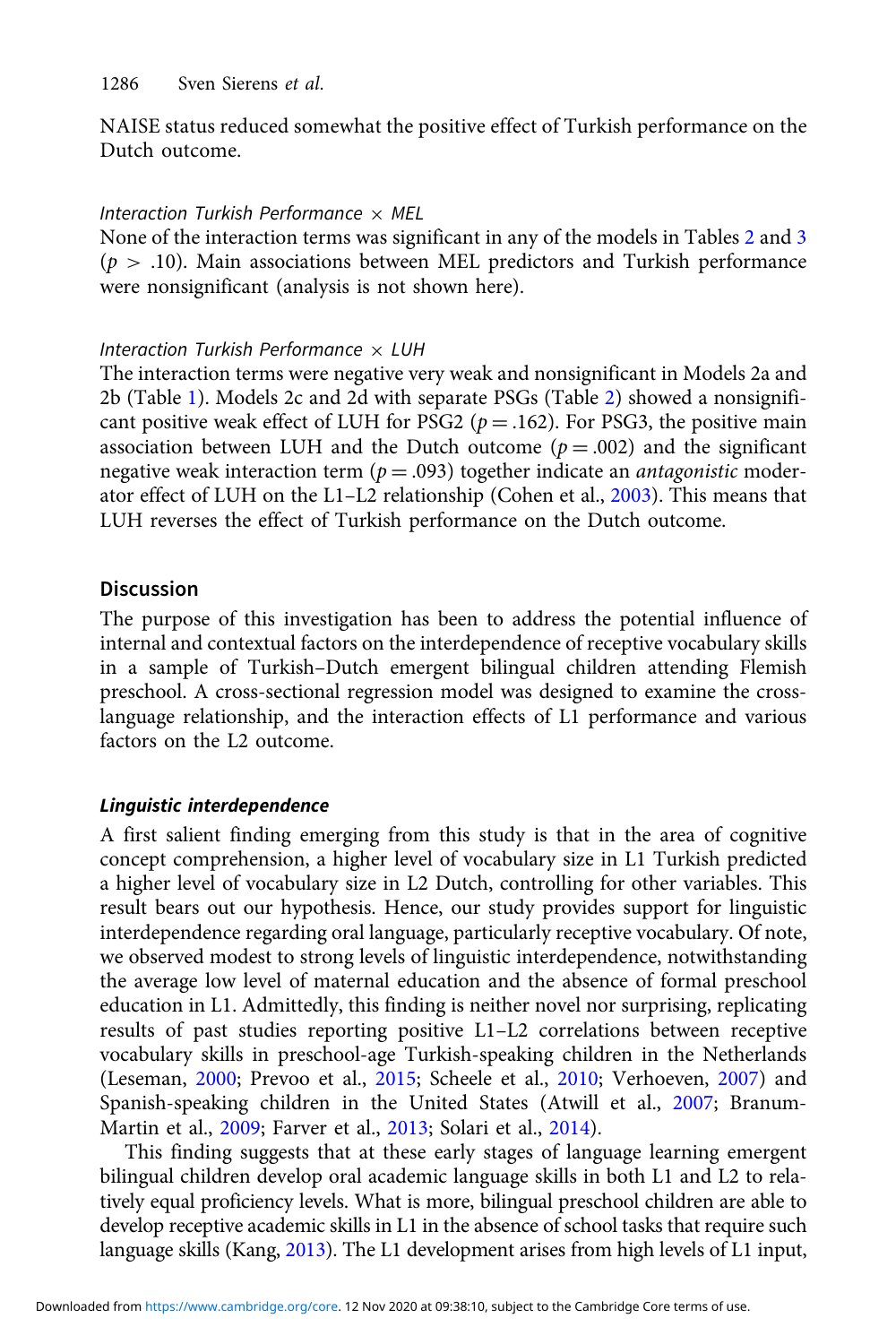NAISE status reduced somewhat the positive effect of Turkish performance on the Dutch outcome.

#### *Interaction Turkish Performance × MEL*

None of the interaction terms was significant in any of the models in Tables 2 and 3 ($p > .10$). Main associations between MEL predictors and Turkish performance were nonsignificant (analysis is not shown here).

#### *Interaction Turkish Performance × LUH*

The interaction terms were negative very weak and nonsignificant in Models 2a and 2b (Table 1). Models 2c and 2d with separate PSGs (Table 2) showed a nonsignificant positive weak effect of LUH for PSG2 ($p = .162$). For PSG3, the positive main association between LUH and the Dutch outcome ($p = .002$) and the significant negative weak interaction term ($p = .093$) together indicate an *antagonistic* moderator effect of LUH on the L1–L2 relationship (Cohen et al., 2003). This means that LUH reverses the effect of Turkish performance on the Dutch outcome.

## Discussion

The purpose of this investigation has been to address the potential influence of internal and contextual factors on the interdependence of receptive vocabulary skills in a sample of Turkish–Dutch emergent bilingual children attending Flemish preschool. A cross-sectional regression model was designed to examine the cross-language relationship, and the interaction effects of L1 performance and various factors on the L2 outcome.

### *Linguistic interdependence*

A first salient finding emerging from this study is that in the area of cognitive concept comprehension, a higher level of vocabulary size in L1 Turkish predicted a higher level of vocabulary size in L2 Dutch, controlling for other variables. This result bears out our hypothesis. Hence, our study provides support for linguistic interdependence regarding oral language, particularly receptive vocabulary. Of note, we observed modest to strong levels of linguistic interdependence, notwithstanding the average low level of maternal education and the absence of formal preschool education in L1. Admittedly, this finding is neither novel nor surprising, replicating results of past studies reporting positive L1–L2 correlations between receptive vocabulary skills in preschool-age Turkish-speaking children in the Netherlands (Leseman, 2000; Prevoo et al., 2015; Scheele et al., 2010; Verhoeven, 2007) and Spanish-speaking children in the United States (Atwill et al., 2007; Branum-Martin et al., 2009; Farver et al., 2013; Solari et al., 2014).

This finding suggests that at these early stages of language learning emergent bilingual children develop oral academic language skills in both L1 and L2 to relatively equal proficiency levels. What is more, bilingual preschool children are able to develop receptive academic skills in L1 in the absence of school tasks that require such language skills (Kang, 2013). The L1 development arises from high levels of L1 input,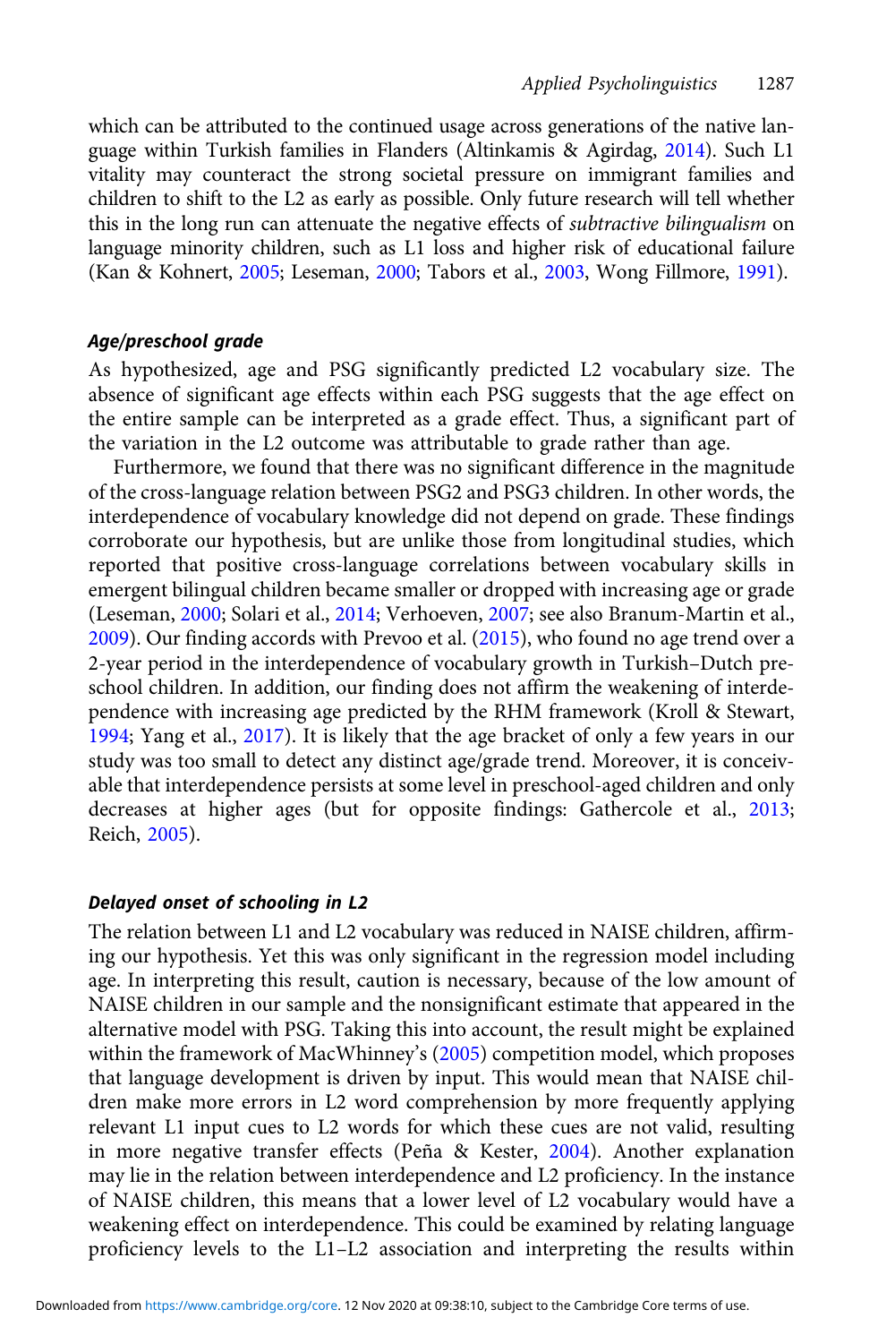which can be attributed to the continued usage across generations of the native language within Turkish families in Flanders (Altinkamis & Agirdag, 2014). Such L1 vitality may counteract the strong societal pressure on immigrant families and children to shift to the L2 as early as possible. Only future research will tell whether this in the long run can attenuate the negative effects of *subtractive bilingualism* on language minority children, such as L1 loss and higher risk of educational failure (Kan & Kohnert, 2005; Leseman, 2000; Tabors et al., 2003, Wong Fillmore, 1991).

### *Age/preschool grade*

As hypothesized, age and PSG significantly predicted L2 vocabulary size. The absence of significant age effects within each PSG suggests that the age effect on the entire sample can be interpreted as a grade effect. Thus, a significant part of the variation in the L2 outcome was attributable to grade rather than age.

Furthermore, we found that there was no significant difference in the magnitude of the cross-language relation between PSG2 and PSG3 children. In other words, the interdependence of vocabulary knowledge did not depend on grade. These findings corroborate our hypothesis, but are unlike those from longitudinal studies, which reported that positive cross-language correlations between vocabulary skills in emergent bilingual children became smaller or dropped with increasing age or grade (Leseman, 2000; Solari et al., 2014; Verhoeven, 2007; see also Branum-Martin et al., 2009). Our finding accords with Prevoo et al. (2015), who found no age trend over a 2-year period in the interdependence of vocabulary growth in Turkish–Dutch preschool children. In addition, our finding does not affirm the weakening of interdependence with increasing age predicted by the RHM framework (Kroll & Stewart, 1994; Yang et al., 2017). It is likely that the age bracket of only a few years in our study was too small to detect any distinct age/grade trend. Moreover, it is conceivable that interdependence persists at some level in preschool-aged children and only decreases at higher ages (but for opposite findings: Gathercole et al., 2013; Reich, 2005).

### *Delayed onset of schooling in L2*

The relation between L1 and L2 vocabulary was reduced in NAISE children, affirming our hypothesis. Yet this was only significant in the regression model including age. In interpreting this result, caution is necessary, because of the low amount of NAISE children in our sample and the nonsignificant estimate that appeared in the alternative model with PSG. Taking this into account, the result might be explained within the framework of MacWhinney's (2005) competition model, which proposes that language development is driven by input. This would mean that NAISE children make more errors in L2 word comprehension by more frequently applying relevant L1 input cues to L2 words for which these cues are not valid, resulting in more negative transfer effects (Peña & Kester, 2004). Another explanation may lie in the relation between interdependence and L2 proficiency. In the instance of NAISE children, this means that a lower level of L2 vocabulary would have a weakening effect on interdependence. This could be examined by relating language proficiency levels to the L1–L2 association and interpreting the results within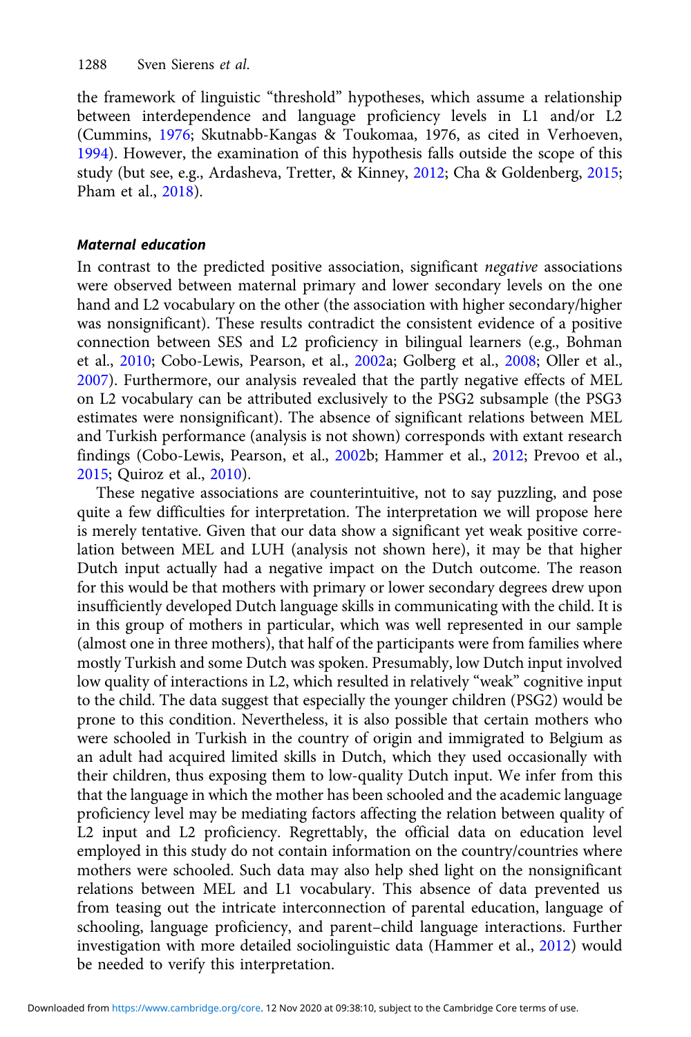the framework of linguistic "threshold" hypotheses, which assume a relationship between interdependence and language proficiency levels in L1 and/or L2 (Cummins, 1976; Skutnabb-Kangas & Toukomaa, 1976, as cited in Verhoeven, 1994). However, the examination of this hypothesis falls outside the scope of this study (but see, e.g., Ardasheva, Tretter, & Kinney, 2012; Cha & Goldenberg, 2015; Pham et al., 2018).

### *Maternal education*

In contrast to the predicted positive association, significant *negative* associations were observed between maternal primary and lower secondary levels on the one hand and L2 vocabulary on the other (the association with higher secondary/higher was nonsignificant). These results contradict the consistent evidence of a positive connection between SES and L2 proficiency in bilingual learners (e.g., Bohman et al., 2010; Cobo-Lewis, Pearson, et al., 2002a; Golberg et al., 2008; Oller et al., 2007). Furthermore, our analysis revealed that the partly negative effects of MEL on L2 vocabulary can be attributed exclusively to the PSG2 subsample (the PSG3 estimates were nonsignificant). The absence of significant relations between MEL and Turkish performance (analysis is not shown) corresponds with extant research findings (Cobo-Lewis, Pearson, et al., 2002b; Hammer et al., 2012; Prevoo et al., 2015; Quiroz et al., 2010).

These negative associations are counterintuitive, not to say puzzling, and pose quite a few difficulties for interpretation. The interpretation we will propose here is merely tentative. Given that our data show a significant yet weak positive correlation between MEL and LUH (analysis not shown here), it may be that higher Dutch input actually had a negative impact on the Dutch outcome. The reason for this would be that mothers with primary or lower secondary degrees drew upon insufficiently developed Dutch language skills in communicating with the child. It is in this group of mothers in particular, which was well represented in our sample (almost one in three mothers), that half of the participants were from families where mostly Turkish and some Dutch was spoken. Presumably, low Dutch input involved low quality of interactions in L2, which resulted in relatively "weak" cognitive input to the child. The data suggest that especially the younger children (PSG2) would be prone to this condition. Nevertheless, it is also possible that certain mothers who were schooled in Turkish in the country of origin and immigrated to Belgium as an adult had acquired limited skills in Dutch, which they used occasionally with their children, thus exposing them to low-quality Dutch input. We infer from this that the language in which the mother has been schooled and the academic language proficiency level may be mediating factors affecting the relation between quality of L2 input and L2 proficiency. Regrettably, the official data on education level employed in this study do not contain information on the country/countries where mothers were schooled. Such data may also help shed light on the nonsignificant relations between MEL and L1 vocabulary. This absence of data prevented us from teasing out the intricate interconnection of parental education, language of schooling, language proficiency, and parent–child language interactions. Further investigation with more detailed sociolinguistic data (Hammer et al., 2012) would be needed to verify this interpretation.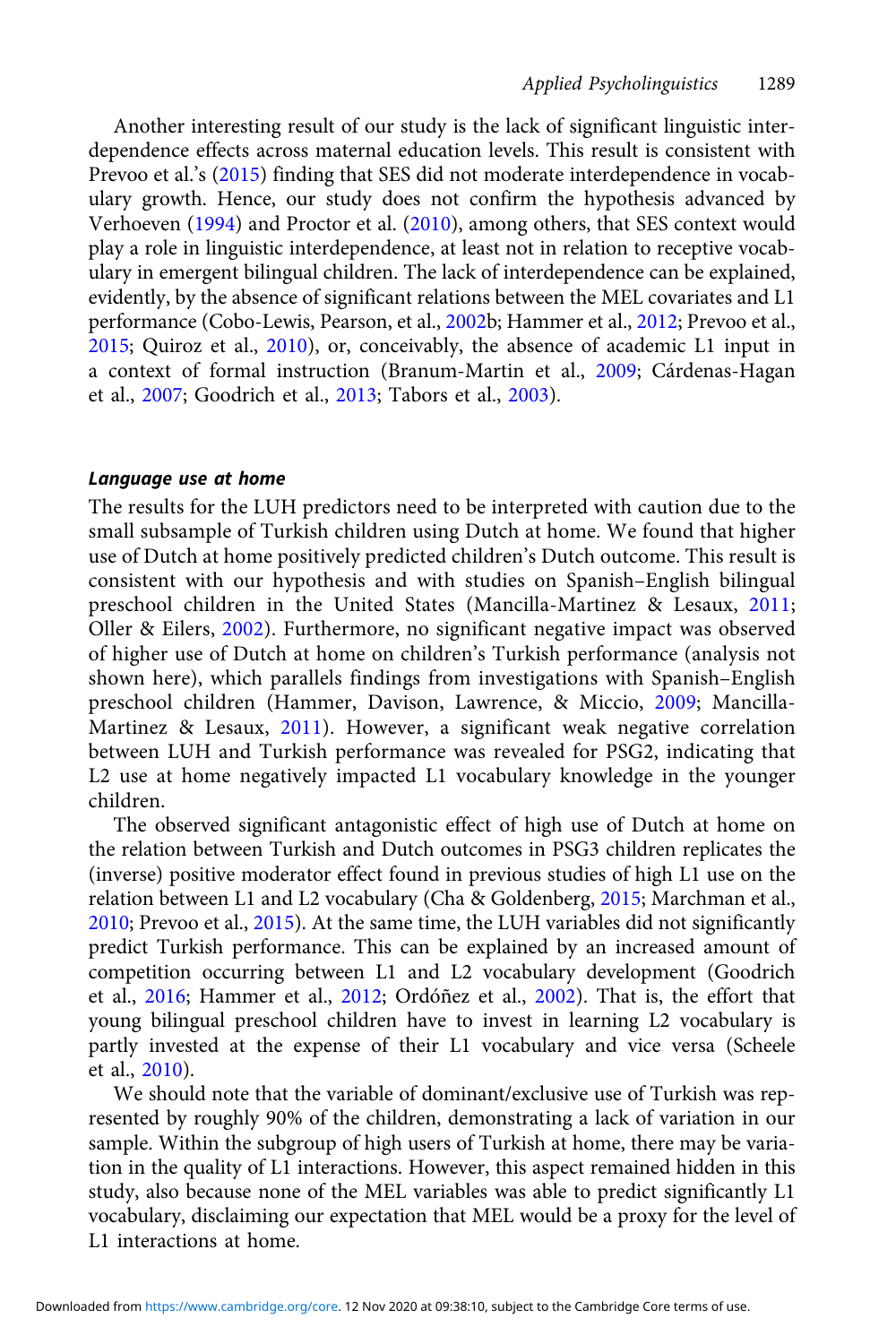Another interesting result of our study is the lack of significant linguistic interdependence effects across maternal education levels. This result is consistent with Prevoo et al.'s (2015) finding that SES did not moderate interdependence in vocabulary growth. Hence, our study does not confirm the hypothesis advanced by Verhoeven (1994) and Proctor et al. (2010), among others, that SES context would play a role in linguistic interdependence, at least not in relation to receptive vocabulary in emergent bilingual children. The lack of interdependence can be explained, evidently, by the absence of significant relations between the MEL covariates and L1 performance (Cobo-Lewis, Pearson, et al., 2002b; Hammer et al., 2012; Prevoo et al., 2015; Quiroz et al., 2010), or, conceivably, the absence of academic L1 input in a context of formal instruction (Branum-Martin et al., 2009; Cárdenas-Hagan et al., 2007; Goodrich et al., 2013; Tabors et al., 2003).

### *Language use at home*

The results for the LUH predictors need to be interpreted with caution due to the small subsample of Turkish children using Dutch at home. We found that higher use of Dutch at home positively predicted children's Dutch outcome. This result is consistent with our hypothesis and with studies on Spanish–English bilingual preschool children in the United States (Mancilla-Martinez & Lesaux, 2011; Oller & Eilers, 2002). Furthermore, no significant negative impact was observed of higher use of Dutch at home on children's Turkish performance (analysis not shown here), which parallels findings from investigations with Spanish–English preschool children (Hammer, Davison, Lawrence, & Miccio, 2009; Mancilla-Martinez & Lesaux, 2011). However, a significant weak negative correlation between LUH and Turkish performance was revealed for PSG2, indicating that L2 use at home negatively impacted L1 vocabulary knowledge in the younger children.

The observed significant antagonistic effect of high use of Dutch at home on the relation between Turkish and Dutch outcomes in PSG3 children replicates the (inverse) positive moderator effect found in previous studies of high L1 use on the relation between L1 and L2 vocabulary (Cha & Goldenberg, 2015; Marchman et al., 2010; Prevoo et al., 2015). At the same time, the LUH variables did not significantly predict Turkish performance. This can be explained by an increased amount of competition occurring between L1 and L2 vocabulary development (Goodrich et al., 2016; Hammer et al., 2012; Ordóñez et al., 2002). That is, the effort that young bilingual preschool children have to invest in learning L2 vocabulary is partly invested at the expense of their L1 vocabulary and vice versa (Scheele et al., 2010).

We should note that the variable of dominant/exclusive use of Turkish was represented by roughly 90% of the children, demonstrating a lack of variation in our sample. Within the subgroup of high users of Turkish at home, there may be variation in the quality of L1 interactions. However, this aspect remained hidden in this study, also because none of the MEL variables was able to predict significantly L1 vocabulary, disclaiming our expectation that MEL would be a proxy for the level of L1 interactions at home.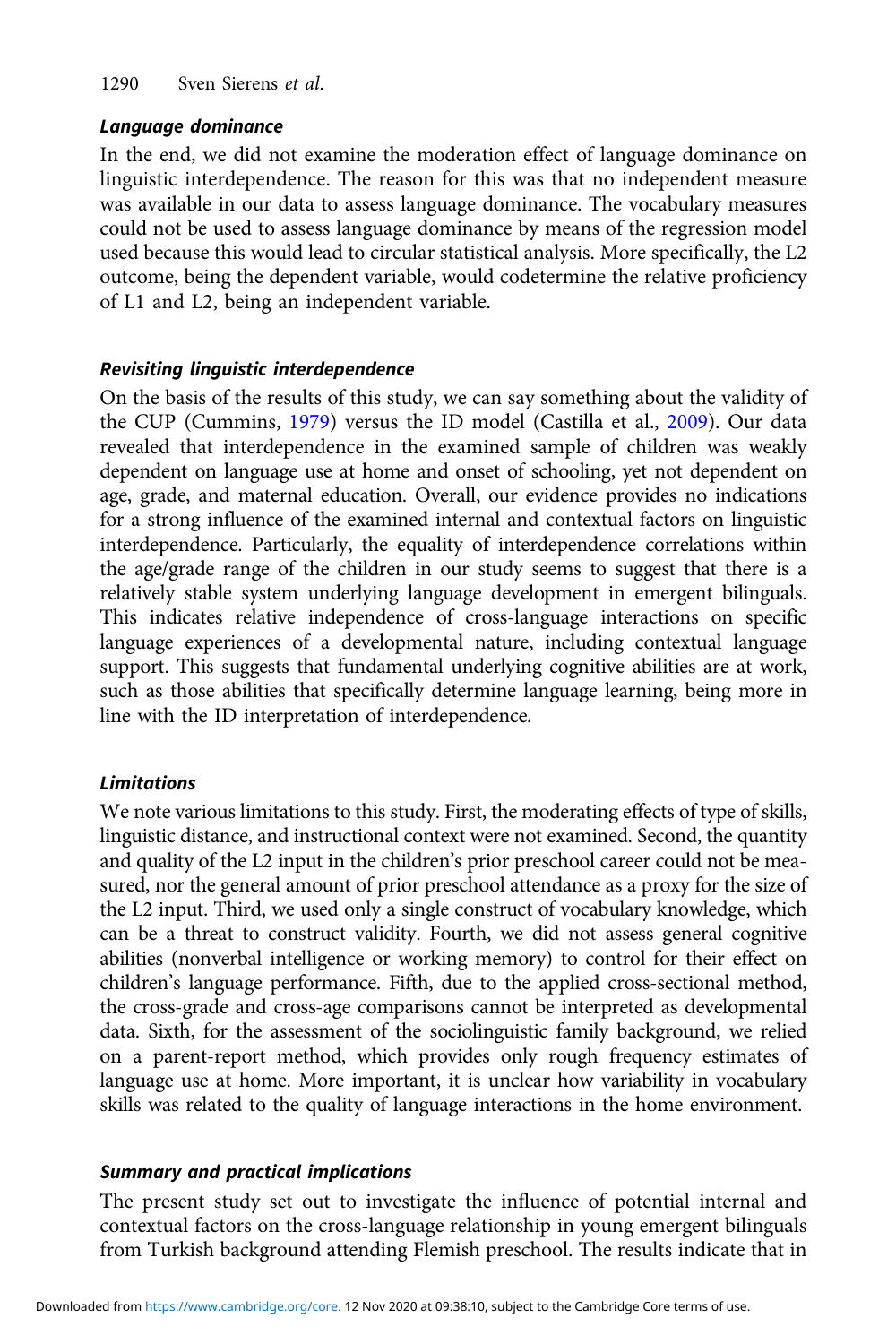### *Language dominance*

In the end, we did not examine the moderation effect of language dominance on linguistic interdependence. The reason for this was that no independent measure was available in our data to assess language dominance. The vocabulary measures could not be used to assess language dominance by means of the regression model used because this would lead to circular statistical analysis. More specifically, the L2 outcome, being the dependent variable, would codetermine the relative proficiency of L1 and L2, being an independent variable.

### *Revisiting linguistic interdependence*

On the basis of the results of this study, we can say something about the validity of the CUP (Cummins, 1979) versus the ID model (Castilla et al., 2009). Our data revealed that interdependence in the examined sample of children was weakly dependent on language use at home and onset of schooling, yet not dependent on age, grade, and maternal education. Overall, our evidence provides no indications for a strong influence of the examined internal and contextual factors on linguistic interdependence. Particularly, the equality of interdependence correlations within the age/grade range of the children in our study seems to suggest that there is a relatively stable system underlying language development in emergent bilinguals. This indicates relative independence of cross-language interactions on specific language experiences of a developmental nature, including contextual language support. This suggests that fundamental underlying cognitive abilities are at work, such as those abilities that specifically determine language learning, being more in line with the ID interpretation of interdependence.

### *Limitations*

We note various limitations to this study. First, the moderating effects of type of skills, linguistic distance, and instructional context were not examined. Second, the quantity and quality of the L2 input in the children's prior preschool career could not be measured, nor the general amount of prior preschool attendance as a proxy for the size of the L2 input. Third, we used only a single construct of vocabulary knowledge, which can be a threat to construct validity. Fourth, we did not assess general cognitive abilities (nonverbal intelligence or working memory) to control for their effect on children's language performance. Fifth, due to the applied cross-sectional method, the cross-grade and cross-age comparisons cannot be interpreted as developmental data. Sixth, for the assessment of the sociolinguistic family background, we relied on a parent-report method, which provides only rough frequency estimates of language use at home. More important, it is unclear how variability in vocabulary skills was related to the quality of language interactions in the home environment.

### *Summary and practical implications*

The present study set out to investigate the influence of potential internal and contextual factors on the cross-language relationship in young emergent bilinguals from Turkish background attending Flemish preschool. The results indicate that in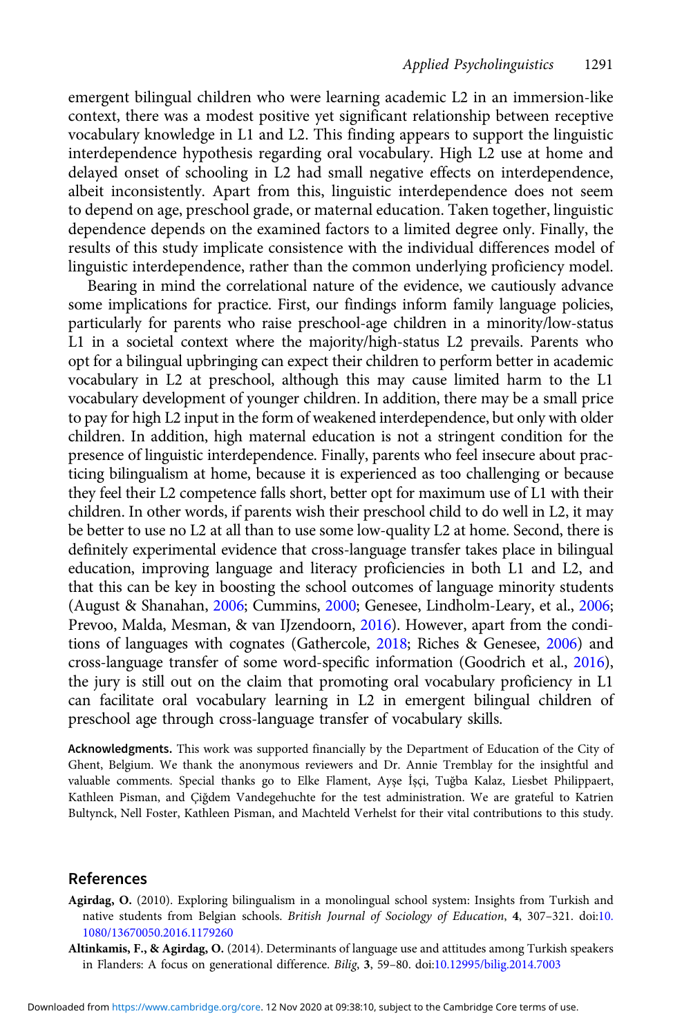emergent bilingual children who were learning academic L2 in an immersion-like context, there was a modest positive yet significant relationship between receptive vocabulary knowledge in L1 and L2. This finding appears to support the linguistic interdependence hypothesis regarding oral vocabulary. High L2 use at home and delayed onset of schooling in L2 had small negative effects on interdependence, albeit inconsistently. Apart from this, linguistic interdependence does not seem to depend on age, preschool grade, or maternal education. Taken together, linguistic dependence depends on the examined factors to a limited degree only. Finally, the results of this study implicate consistence with the individual differences model of linguistic interdependence, rather than the common underlying proficiency model.

Bearing in mind the correlational nature of the evidence, we cautiously advance some implications for practice. First, our findings inform family language policies, particularly for parents who raise preschool-age children in a minority/low-status L1 in a societal context where the majority/high-status L2 prevails. Parents who opt for a bilingual upbringing can expect their children to perform better in academic vocabulary in L2 at preschool, although this may cause limited harm to the L1 vocabulary development of younger children. In addition, there may be a small price to pay for high L2 input in the form of weakened interdependence, but only with older children. In addition, high maternal education is not a stringent condition for the presence of linguistic interdependence. Finally, parents who feel insecure about practicing bilingualism at home, because it is experienced as too challenging or because they feel their L2 competence falls short, better opt for maximum use of L1 with their children. In other words, if parents wish their preschool child to do well in L2, it may be better to use no L2 at all than to use some low-quality L2 at home. Second, there is definitely experimental evidence that cross-language transfer takes place in bilingual education, improving language and literacy proficiencies in both L1 and L2, and that this can be key in boosting the school outcomes of language minority students (August & Shanahan, 2006; Cummins, 2000; Genesee, Lindholm-Leary, et al., 2006; Prevoo, Malda, Mesman, & van IJzendoorn, 2016). However, apart from the conditions of languages with cognates (Gathercole, 2018; Riches & Genesee, 2006) and cross-language transfer of some word-specific information (Goodrich et al., 2016), the jury is still out on the claim that promoting oral vocabulary proficiency in L1 can facilitate oral vocabulary learning in L2 in emergent bilingual children of preschool age through cross-language transfer of vocabulary skills.

**Acknowledgments.** This work was supported financially by the Department of Education of the City of Ghent, Belgium. We thank the anonymous reviewers and Dr. Annie Tremblay for the insightful and valuable comments. Special thanks go to Elke Flament, Ayşe İşçi, Tuğba Kalaz, Liesbet Philippaert, Kathleen Pisman, and Çiğdem Vandegehuchte for the test administration. We are grateful to Katrien Bultynck, Nell Foster, Kathleen Pisman, and Machteld Verhelst for their vital contributions to this study.

## References

**Agirdag, O.** (2010). Exploring bilingualism in a monolingual school system: Insights from Turkish and native students from Belgian schools. *British Journal of Sociology of Education*, **4**, 307–321. doi:10.1080/13670050.2016.1179260

**Altinkamis, F., & Agirdag, O.** (2014). Determinants of language use and attitudes among Turkish speakers in Flanders: A focus on generational difference. *Bilig*, **3**, 59–80. doi:10.12995/bilig.2014.7003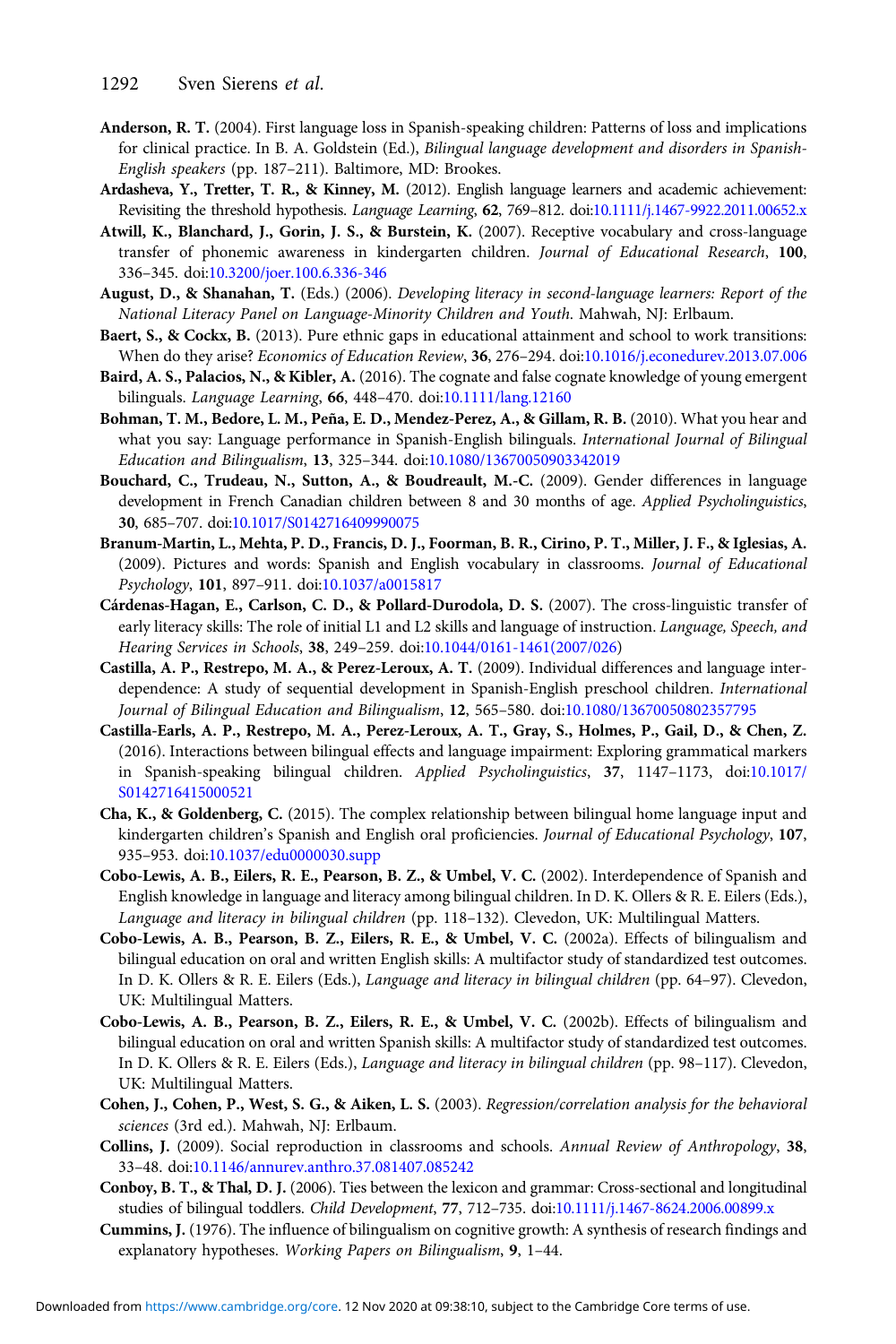**Anderson, R. T.** (2004). First language loss in Spanish-speaking children: Patterns of loss and implications for clinical practice. In B. A. Goldstein (Ed.), *Bilingual language development and disorders in Spanish-English speakers* (pp. 187–211). Baltimore, MD: Brookes.

**Ardasheva, Y., Tretter, T. R., & Kinney, M.** (2012). English language learners and academic achievement: Revisiting the threshold hypothesis. *Language Learning*, **62**, 769–812. doi:10.1111/j.1467-9922.2011.00652.x

**Atwill, K., Blanchard, J., Gorin, J. S., & Burstein, K.** (2007). Receptive vocabulary and cross-language transfer of phonemic awareness in kindergarten children. *Journal of Educational Research*, **100**, 336–345. doi:10.3200/joer.100.6.336-346

**August, D., & Shanahan, T.** (Eds.) (2006). *Developing literacy in second-language learners: Report of the National Literacy Panel on Language-Minority Children and Youth*. Mahwah, NJ: Erlbaum.

**Baert, S., & Cockx, B.** (2013). Pure ethnic gaps in educational attainment and school to work transitions: When do they arise? *Economics of Education Review*, **36**, 276–294. doi:10.1016/j.econedurev.2013.07.006

**Baird, A. S., Palacios, N., & Kibler, A.** (2016). The cognate and false cognate knowledge of young emergent bilinguals. *Language Learning*, **66**, 448–470. doi:10.1111/lang.12160

**Bohman, T. M., Bedore, L. M., Peña, E. D., Mendez-Perez, A., & Gillam, R. B.** (2010). What you hear and what you say: Language performance in Spanish-English bilinguals. *International Journal of Bilingual Education and Bilingualism*, **13**, 325–344. doi:10.1080/13670050903342019

**Bouchard, C., Trudeau, N., Sutton, A., & Boudreault, M.-C.** (2009). Gender differences in language development in French Canadian children between 8 and 30 months of age. *Applied Psycholinguistics*, **30**, 685–707. doi:10.1017/S0142716409990075

**Branum-Martin, L., Mehta, P. D., Francis, D. J., Foorman, B. R., Cirino, P. T., Miller, J. F., & Iglesias, A.** (2009). Pictures and words: Spanish and English vocabulary in classrooms. *Journal of Educational Psychology*, **101**, 897–911. doi:10.1037/a0015817

**Cárdenas-Hagan, E., Carlson, C. D., & Pollard-Durodola, D. S.** (2007). The cross-linguistic transfer of early literacy skills: The role of initial L1 and L2 skills and language of instruction. *Language, Speech, and Hearing Services in Schools*, **38**, 249–259. doi:10.1044/0161-1461(2007/026)

**Castilla, A. P., Restrepo, M. A., & Perez-Leroux, A. T.** (2009). Individual differences and language interdependence: A study of sequential development in Spanish-English preschool children. *International Journal of Bilingual Education and Bilingualism*, **12**, 565–580. doi:10.1080/13670050802357795

**Castilla-Earls, A. P., Restrepo, M. A., Perez-Leroux, A. T., Gray, S., Holmes, P., Gail, D., & Chen, Z.** (2016). Interactions between bilingual effects and language impairment: Exploring grammatical markers in Spanish-speaking bilingual children. *Applied Psycholinguistics*, **37**, 1147–1173, doi:10.1017/S0142716415000521

**Cha, K., & Goldenberg, C.** (2015). The complex relationship between bilingual home language input and kindergarten children's Spanish and English oral proficiencies. *Journal of Educational Psychology*, **107**, 935–953. doi:10.1037/edu0000030.supp

**Cobo-Lewis, A. B., Eilers, R. E., Pearson, B. Z., & Umbel, V. C.** (2002). Interdependence of Spanish and English knowledge in language and literacy among bilingual children. In D. K. Ollers & R. E. Eilers (Eds.), *Language and literacy in bilingual children* (pp. 118–132). Clevedon, UK: Multilingual Matters.

**Cobo-Lewis, A. B., Pearson, B. Z., Eilers, R. E., & Umbel, V. C.** (2002a). Effects of bilingualism and bilingual education on oral and written English skills: A multifactor study of standardized test outcomes. In D. K. Ollers & R. E. Eilers (Eds.), *Language and literacy in bilingual children* (pp. 64–97). Clevedon, UK: Multilingual Matters.

**Cobo-Lewis, A. B., Pearson, B. Z., Eilers, R. E., & Umbel, V. C.** (2002b). Effects of bilingualism and bilingual education on oral and written Spanish skills: A multifactor study of standardized test outcomes. In D. K. Ollers & R. E. Eilers (Eds.), *Language and literacy in bilingual children* (pp. 98–117). Clevedon, UK: Multilingual Matters.

**Cohen, J., Cohen, P., West, S. G., & Aiken, L. S.** (2003). *Regression/correlation analysis for the behavioral sciences* (3rd ed.). Mahwah, NJ: Erlbaum.

**Collins, J.** (2009). Social reproduction in classrooms and schools. *Annual Review of Anthropology*, **38**, 33–48. doi:10.1146/annurev.anthro.37.081407.085242

**Conboy, B. T., & Thal, D. J.** (2006). Ties between the lexicon and grammar: Cross-sectional and longitudinal studies of bilingual toddlers. *Child Development*, **77**, 712–735. doi:10.1111/j.1467-8624.2006.00899.x

**Cummins, J.** (1976). The influence of bilingualism on cognitive growth: A synthesis of research findings and explanatory hypotheses. *Working Papers on Bilingualism*, **9**, 1–44.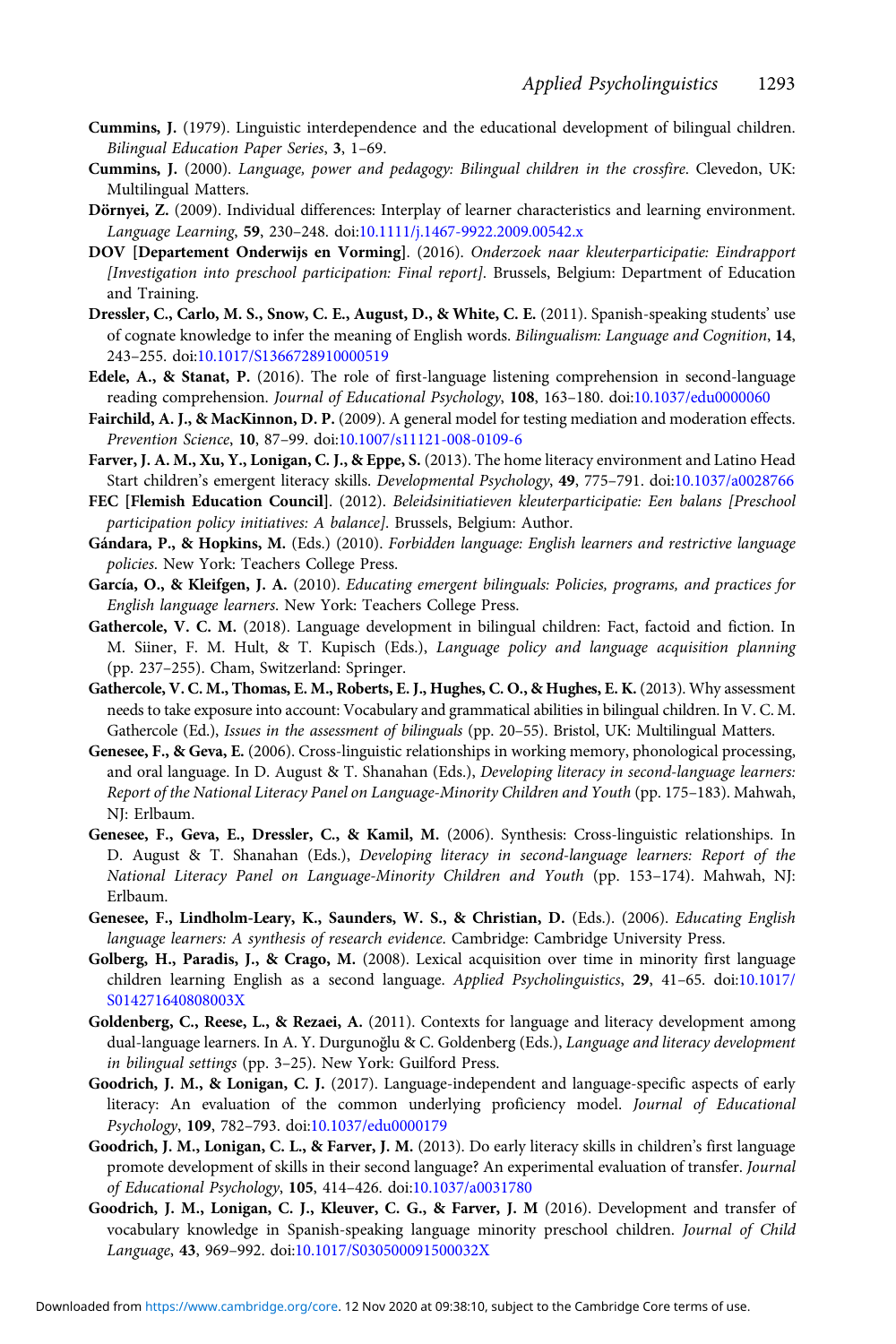**Cummins, J.** (1979). Linguistic interdependence and the educational development of bilingual children. *Bilingual Education Paper Series*, **3**, 1–69.

**Cummins, J.** (2000). *Language, power and pedagogy: Bilingual children in the crossfire*. Clevedon, UK: Multilingual Matters.

**Dörnyei, Z.** (2009). Individual differences: Interplay of learner characteristics and learning environment. *Language Learning*, **59**, 230–248. doi:10.1111/j.1467-9922.2009.00542.x

**DOV [Departement Onderwijs en Vorming]**. (2016). *Onderzoek naar kleuterparticipatie: Eindrapport [Investigation into preschool participation: Final report]*. Brussels, Belgium: Department of Education and Training.

**Dressler, C., Carlo, M. S., Snow, C. E., August, D., & White, C. E.** (2011). Spanish-speaking students' use of cognate knowledge to infer the meaning of English words. *Bilingualism: Language and Cognition*, **14**, 243–255. doi:10.1017/S1366728910000519

**Edele, A., & Stanat, P.** (2016). The role of first-language listening comprehension in second-language reading comprehension. *Journal of Educational Psychology*, **108**, 163–180. doi:10.1037/edu0000060

**Fairchild, A. J., & MacKinnon, D. P.** (2009). A general model for testing mediation and moderation effects. *Prevention Science*, **10**, 87–99. doi:10.1007/s11121-008-0109-6

**Farver, J. A. M., Xu, Y., Lonigan, C. J., & Eppe, S.** (2013). The home literacy environment and Latino Head Start children's emergent literacy skills. *Developmental Psychology*, **49**, 775–791. doi:10.1037/a0028766

**FEC [Flemish Education Council]**. (2012). *Beleidsinitiatieven kleuterparticipatie: Een balans [Preschool participation policy initiatives: A balance]*. Brussels, Belgium: Author.

**Gándara, P., & Hopkins, M.** (Eds.) (2010). *Forbidden language: English learners and restrictive language policies.* New York: Teachers College Press.

**García, O., & Kleifgen, J. A.** (2010). *Educating emergent bilinguals: Policies, programs, and practices for English language learners*. New York: Teachers College Press.

**Gathercole, V. C. M.** (2018). Language development in bilingual children: Fact, factoid and fiction. In M. Siiner, F. M. Hult, & T. Kupisch (Eds.), *Language policy and language acquisition planning* (pp. 237–255). Cham, Switzerland: Springer.

**Gathercole, V. C. M., Thomas, E. M., Roberts, E. J., Hughes, C. O., & Hughes, E. K.** (2013). Why assessment needs to take exposure into account: Vocabulary and grammatical abilities in bilingual children. In V. C. M. Gathercole (Ed.), *Issues in the assessment of bilinguals* (pp. 20–55). Bristol, UK: Multilingual Matters.

**Genesee, F., & Geva, E.** (2006). Cross-linguistic relationships in working memory, phonological processing, and oral language. In D. August & T. Shanahan (Eds.), *Developing literacy in second-language learners: Report of the National Literacy Panel on Language-Minority Children and Youth* (pp. 175–183). Mahwah, NJ: Erlbaum.

**Genesee, F., Geva, E., Dressler, C., & Kamil, M.** (2006). Synthesis: Cross-linguistic relationships. In D. August & T. Shanahan (Eds.), *Developing literacy in second-language learners: Report of the National Literacy Panel on Language-Minority Children and Youth* (pp. 153–174). Mahwah, NJ: Erlbaum.

**Genesee, F., Lindholm-Leary, K., Saunders, W. S., & Christian, D.** (Eds.). (2006). *Educating English language learners: A synthesis of research evidence*. Cambridge: Cambridge University Press.

**Golberg, H., Paradis, J., & Crago, M.** (2008). Lexical acquisition over time in minority first language children learning English as a second language. *Applied Psycholinguistics*, **29**, 41–65. doi:10.1017/S014271640808003X

**Goldenberg, C., Reese, L., & Rezaei, A.** (2011). Contexts for language and literacy development among dual-language learners. In A. Y. Durgunoğlu & C. Goldenberg (Eds.), *Language and literacy development in bilingual settings* (pp. 3–25). New York: Guilford Press.

**Goodrich, J. M., & Lonigan, C. J.** (2017). Language-independent and language-specific aspects of early literacy: An evaluation of the common underlying proficiency model. *Journal of Educational Psychology*, **109**, 782–793. doi:10.1037/edu0000179

**Goodrich, J. M., Lonigan, C. L., & Farver, J. M.** (2013). Do early literacy skills in children's first language promote development of skills in their second language? An experimental evaluation of transfer. *Journal of Educational Psychology*, **105**, 414–426. doi:10.1037/a0031780

**Goodrich, J. M., Lonigan, C. J., Kleuver, C. G., & Farver, J. M** (2016). Development and transfer of vocabulary knowledge in Spanish-speaking language minority preschool children. *Journal of Child Language*, **43**, 969–992. doi:10.1017/S030500091500032X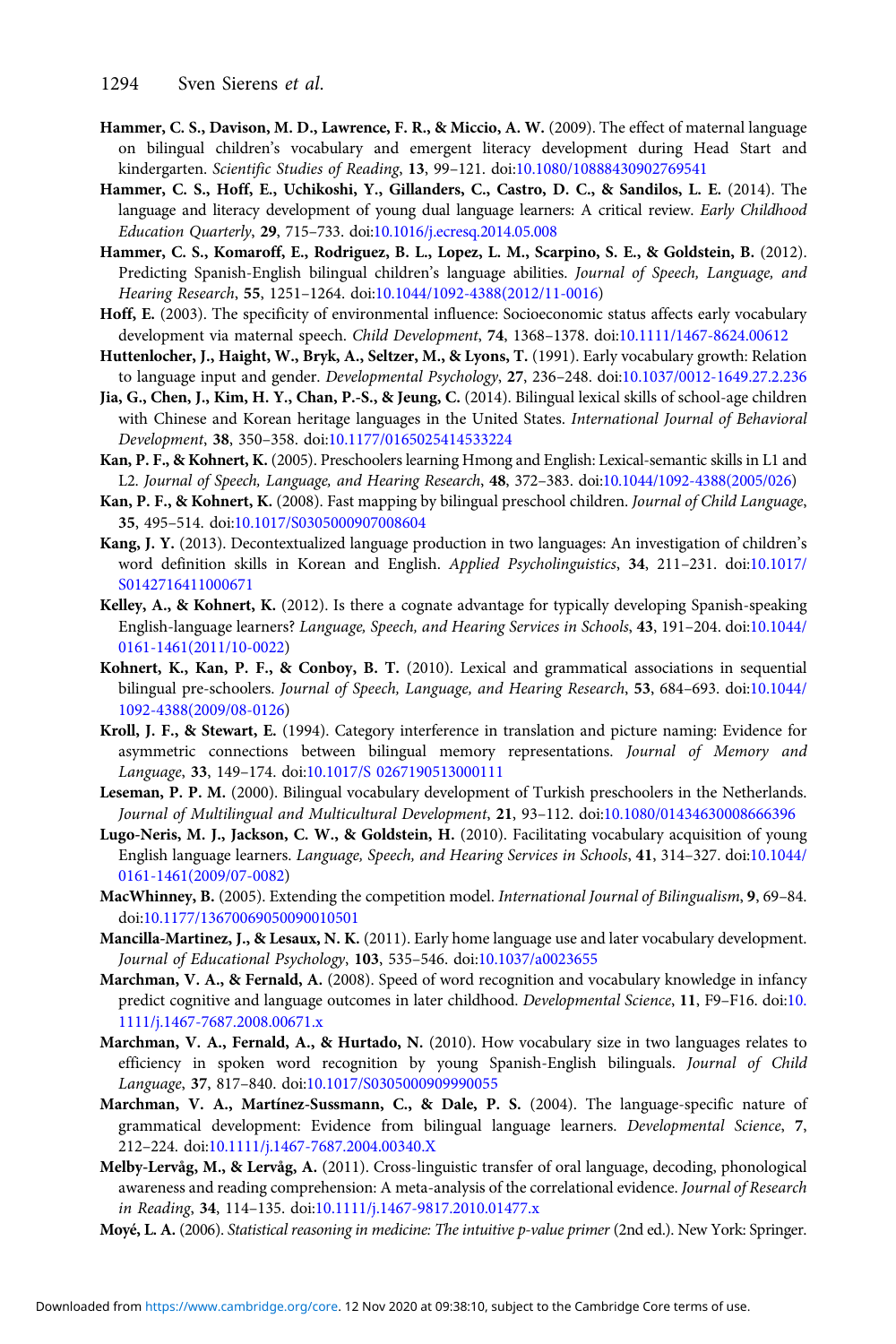**Hammer, C. S., Davison, M. D., Lawrence, F. R., & Miccio, A. W.** (2009). The effect of maternal language on bilingual children's vocabulary and emergent literacy development during Head Start and kindergarten. *Scientific Studies of Reading*, **13**, 99–121. doi:10.1080/10888430902769541

**Hammer, C. S., Hoff, E., Uchikoshi, Y., Gillanders, C., Castro, D. C., & Sandilos, L. E.** (2014). The language and literacy development of young dual language learners: A critical review. *Early Childhood Education Quarterly*, **29**, 715–733. doi:10.1016/j.ecresq.2014.05.008

**Hammer, C. S., Komaroff, E., Rodriguez, B. L., Lopez, L. M., Scarpino, S. E., & Goldstein, B.** (2012). Predicting Spanish-English bilingual children's language abilities. *Journal of Speech, Language, and Hearing Research*, **55**, 1251–1264. doi:10.1044/1092-4388(2012/11-0016)

**Hoff, E.** (2003). The specificity of environmental influence: Socioeconomic status affects early vocabulary development via maternal speech. *Child Development*, **74**, 1368–1378. doi:10.1111/1467-8624.00612

**Huttenlocher, J., Haight, W., Bryk, A., Seltzer, M., & Lyons, T.** (1991). Early vocabulary growth: Relation to language input and gender. *Developmental Psychology*, **27**, 236–248. doi:10.1037/0012-1649.27.2.236

**Jia, G., Chen, J., Kim, H. Y., Chan, P.-S., & Jeung, C.** (2014). Bilingual lexical skills of school-age children with Chinese and Korean heritage languages in the United States. *International Journal of Behavioral Development*, **38**, 350–358. doi:10.1177/0165025414533224

**Kan, P. F., & Kohnert, K.** (2005). Preschoolers learning Hmong and English: Lexical-semantic skills in L1 and L2. *Journal of Speech, Language, and Hearing Research*, **48**, 372–383. doi:10.1044/1092-4388(2005/026)

**Kan, P. F., & Kohnert, K.** (2008). Fast mapping by bilingual preschool children. *Journal of Child Language*, **35**, 495–514. doi:10.1017/S0305000907008604

**Kang, J. Y.** (2013). Decontextualized language production in two languages: An investigation of children's word definition skills in Korean and English. *Applied Psycholinguistics*, **34**, 211–231. doi:10.1017/S0142716411000671

**Kelley, A., & Kohnert, K.** (2012). Is there a cognate advantage for typically developing Spanish-speaking English-language learners? *Language, Speech, and Hearing Services in Schools*, **43**, 191–204. doi:10.1044/0161-1461(2011/10-0022)

**Kohnert, K., Kan, P. F., & Conboy, B. T.** (2010). Lexical and grammatical associations in sequential bilingual pre-schoolers. *Journal of Speech, Language, and Hearing Research*, **53**, 684–693. doi:10.1044/1092-4388(2009/08-0126)

**Kroll, J. F., & Stewart, E.** (1994). Category interference in translation and picture naming: Evidence for asymmetric connections between bilingual memory representations. *Journal of Memory and Language*, **33**, 149–174. doi:10.1017/S 0267190513000111

**Leseman, P. P. M.** (2000). Bilingual vocabulary development of Turkish preschoolers in the Netherlands. *Journal of Multilingual and Multicultural Development*, **21**, 93–112. doi:10.1080/01434630008666396

**Lugo-Neris, M. J., Jackson, C. W., & Goldstein, H.** (2010). Facilitating vocabulary acquisition of young English language learners. *Language, Speech, and Hearing Services in Schools*, **41**, 314–327. doi:10.1044/0161-1461(2009/07-0082)

**MacWhinney, B.** (2005). Extending the competition model. *International Journal of Bilingualism*, **9**, 69–84. doi:10.1177/13670069050090010501

**Mancilla-Martinez, J., & Lesaux, N. K.** (2011). Early home language use and later vocabulary development. *Journal of Educational Psychology*, **103**, 535–546. doi:10.1037/a0023655

**Marchman, V. A., & Fernald, A.** (2008). Speed of word recognition and vocabulary knowledge in infancy predict cognitive and language outcomes in later childhood. *Developmental Science*, **11**, F9–F16. doi:10.1111/j.1467-7687.2008.00671.x

**Marchman, V. A., Fernald, A., & Hurtado, N.** (2010). How vocabulary size in two languages relates to efficiency in spoken word recognition by young Spanish-English bilinguals. *Journal of Child Language*, **37**, 817–840. doi:10.1017/S0305000909990055

**Marchman, V. A., Martínez-Sussmann, C., & Dale, P. S.** (2004). The language-specific nature of grammatical development: Evidence from bilingual language learners. *Developmental Science*, **7**, 212–224. doi:10.1111/j.1467-7687.2004.00340.X

**Melby-Lervåg, M., & Lervåg, A.** (2011). Cross-linguistic transfer of oral language, decoding, phonological awareness and reading comprehension: A meta-analysis of the correlational evidence. *Journal of Research in Reading*, **34**, 114–135. doi:10.1111/j.1467-9817.2010.01477.x

**Moyé, L. A.** (2006). *Statistical reasoning in medicine: The intuitive p-value primer* (2nd ed.). New York: Springer.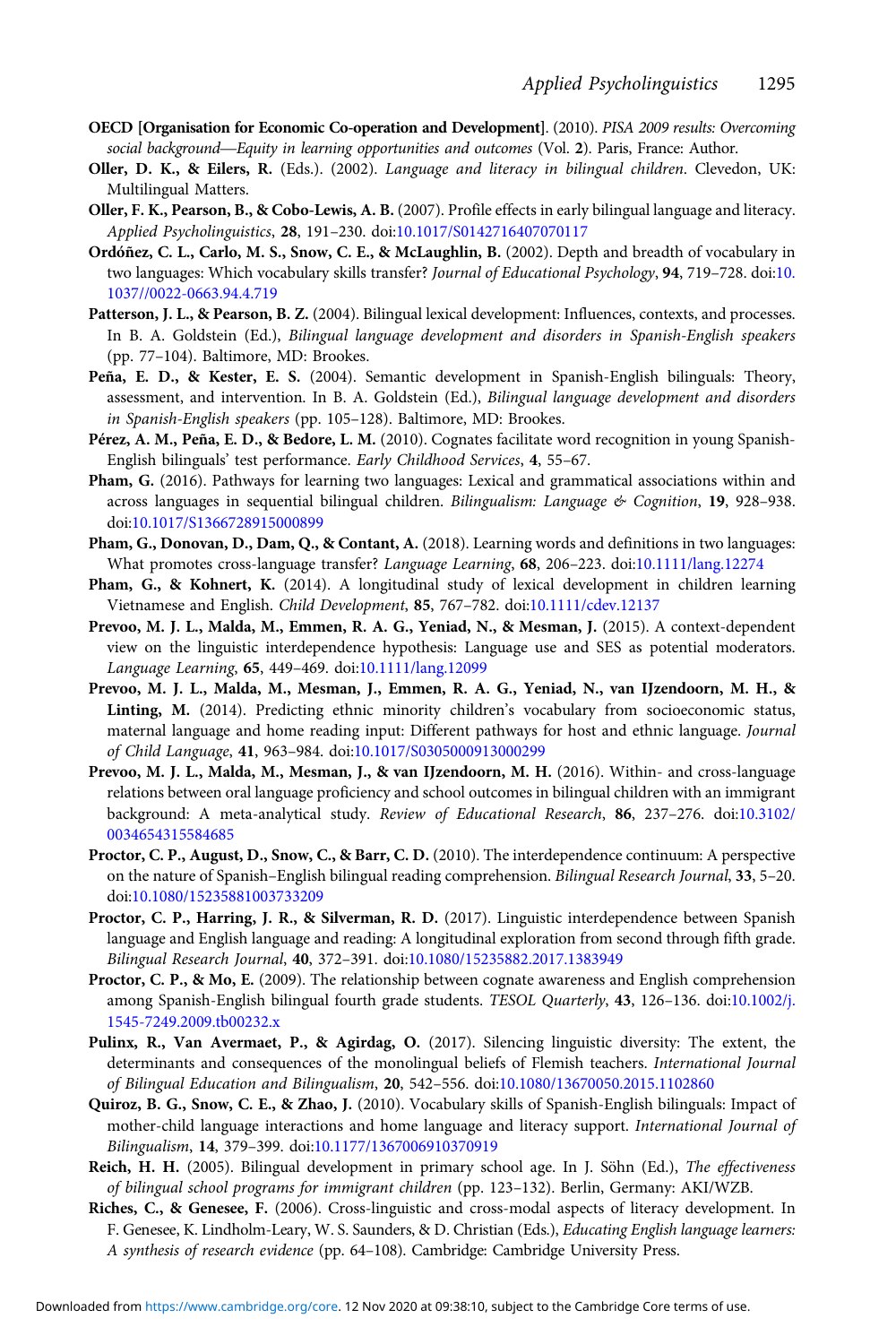**OECD [Organisation for Economic Co-operation and Development]**. (2010). *PISA 2009 results: Overcoming social background—Equity in learning opportunities and outcomes* (Vol. **2**). Paris, France: Author.

**Oller, D. K., & Eilers, R.** (Eds.). (2002). *Language and literacy in bilingual children*. Clevedon, UK: Multilingual Matters.

**Oller, F. K., Pearson, B., & Cobo-Lewis, A. B.** (2007). Profile effects in early bilingual language and literacy. *Applied Psycholinguistics*, **28**, 191–230. doi:10.1017/S0142716407070117

**Ordóñez, C. L., Carlo, M. S., Snow, C. E., & McLaughlin, B.** (2002). Depth and breadth of vocabulary in two languages: Which vocabulary skills transfer? *Journal of Educational Psychology*, **94**, 719–728. doi:10.1037//0022-0663.94.4.719

**Patterson, J. L., & Pearson, B. Z.** (2004). Bilingual lexical development: Influences, contexts, and processes. In B. A. Goldstein (Ed.), *Bilingual language development and disorders in Spanish-English speakers* (pp. 77–104). Baltimore, MD: Brookes.

**Peña, E. D., & Kester, E. S.** (2004). Semantic development in Spanish-English bilinguals: Theory, assessment, and intervention. In B. A. Goldstein (Ed.), *Bilingual language development and disorders in Spanish-English speakers* (pp. 105–128). Baltimore, MD: Brookes.

**Pérez, A. M., Peña, E. D., & Bedore, L. M.** (2010). Cognates facilitate word recognition in young Spanish-English bilinguals' test performance. *Early Childhood Services*, **4**, 55–67.

**Pham, G.** (2016). Pathways for learning two languages: Lexical and grammatical associations within and across languages in sequential bilingual children. *Bilingualism: Language & Cognition*, **19**, 928–938. doi:10.1017/S1366728915000899

**Pham, G., Donovan, D., Dam, Q., & Contant, A.** (2018). Learning words and definitions in two languages: What promotes cross-language transfer? *Language Learning*, **68**, 206–223. doi:10.1111/lang.12274

**Pham, G., & Kohnert, K.** (2014). A longitudinal study of lexical development in children learning Vietnamese and English. *Child Development*, **85**, 767–782. doi:10.1111/cdev.12137

**Prevoo, M. J. L., Malda, M., Emmen, R. A. G., Yeniad, N., & Mesman, J.** (2015). A context-dependent view on the linguistic interdependence hypothesis: Language use and SES as potential moderators. *Language Learning*, **65**, 449–469. doi:10.1111/lang.12099

**Prevoo, M. J. L., Malda, M., Mesman, J., Emmen, R. A. G., Yeniad, N., van IJzendoorn, M. H., & Linting, M.** (2014). Predicting ethnic minority children's vocabulary from socioeconomic status, maternal language and home reading input: Different pathways for host and ethnic language. *Journal of Child Language*, **41**, 963–984. doi:10.1017/S0305000913000299

**Prevoo, M. J. L., Malda, M., Mesman, J., & van IJzendoorn, M. H.** (2016). Within- and cross-language relations between oral language proficiency and school outcomes in bilingual children with an immigrant background: A meta-analytical study. *Review of Educational Research*, **86**, 237–276. doi:10.3102/0034654315584685

**Proctor, C. P., August, D., Snow, C., & Barr, C. D.** (2010). The interdependence continuum: A perspective on the nature of Spanish–English bilingual reading comprehension. *Bilingual Research Journal*, **33**, 5–20. doi:10.1080/15235881003733209

**Proctor, C. P., Harring, J. R., & Silverman, R. D.** (2017). Linguistic interdependence between Spanish language and English language and reading: A longitudinal exploration from second through fifth grade. *Bilingual Research Journal*, **40**, 372–391. doi:10.1080/15235882.2017.1383949

**Proctor, C. P., & Mo, E.** (2009). The relationship between cognate awareness and English comprehension among Spanish-English bilingual fourth grade students. *TESOL Quarterly*, **43**, 126–136. doi:10.1002/j.1545-7249.2009.tb00232.x

**Pulinx, R., Van Avermaet, P., & Agirdag, O.** (2017). Silencing linguistic diversity: The extent, the determinants and consequences of the monolingual beliefs of Flemish teachers. *International Journal of Bilingual Education and Bilingualism*, **20**, 542–556. doi:10.1080/13670050.2015.1102860

**Quiroz, B. G., Snow, C. E., & Zhao, J.** (2010). Vocabulary skills of Spanish-English bilinguals: Impact of mother-child language interactions and home language and literacy support. *International Journal of Bilingualism*, **14**, 379–399. doi:10.1177/1367006910370919

**Reich, H. H.** (2005). Bilingual development in primary school age. In J. Söhn (Ed.), *The effectiveness of bilingual school programs for immigrant children* (pp. 123–132). Berlin, Germany: AKI/WZB.

**Riches, C., & Genesee, F.** (2006). Cross-linguistic and cross-modal aspects of literacy development. In F. Genesee, K. Lindholm-Leary, W. S. Saunders, & D. Christian (Eds.), *Educating English language learners: A synthesis of research evidence* (pp. 64–108). Cambridge: Cambridge University Press.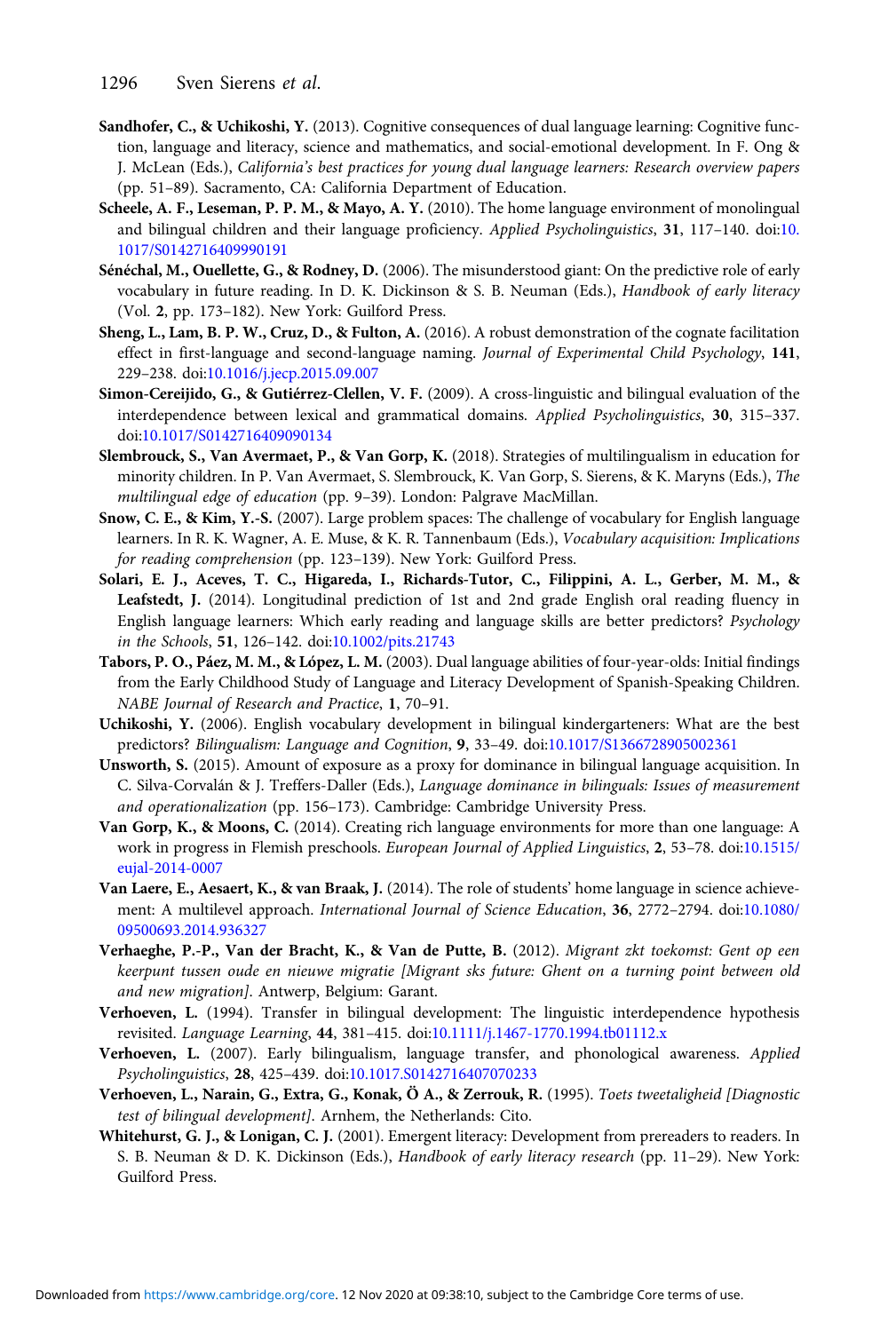**Sandhofer, C., & Uchikoshi, Y.** (2013). Cognitive consequences of dual language learning: Cognitive function, language and literacy, science and mathematics, and social-emotional development. In F. Ong & J. McLean (Eds.), *California's best practices for young dual language learners: Research overview papers* (pp. 51–89). Sacramento, CA: California Department of Education.

**Scheele, A. F., Leseman, P. P. M., & Mayo, A. Y.** (2010). The home language environment of monolingual and bilingual children and their language proficiency. *Applied Psycholinguistics*, **31**, 117–140. doi:10.1017/S0142716409990191

**Sénéchal, M., Ouellette, G., & Rodney, D.** (2006). The misunderstood giant: On the predictive role of early vocabulary in future reading. In D. K. Dickinson & S. B. Neuman (Eds.), *Handbook of early literacy* (Vol. **2**, pp. 173–182). New York: Guilford Press.

**Sheng, L., Lam, B. P. W., Cruz, D., & Fulton, A.** (2016). A robust demonstration of the cognate facilitation effect in first-language and second-language naming. *Journal of Experimental Child Psychology*, **141**, 229–238. doi:10.1016/j.jecp.2015.09.007

**Simon-Cereijido, G., & Gutiérrez-Clellen, V. F.** (2009). A cross-linguistic and bilingual evaluation of the interdependence between lexical and grammatical domains. *Applied Psycholinguistics*, **30**, 315–337. doi:10.1017/S0142716409090134

**Slembrouck, S., Van Avermaet, P., & Van Gorp, K.** (2018). Strategies of multilingualism in education for minority children. In P. Van Avermaet, S. Slembrouck, K. Van Gorp, S. Sierens, & K. Maryns (Eds.), *The multilingual edge of education* (pp. 9–39). London: Palgrave MacMillan.

**Snow, C. E., & Kim, Y.-S.** (2007). Large problem spaces: The challenge of vocabulary for English language learners. In R. K. Wagner, A. E. Muse, & K. R. Tannenbaum (Eds.), *Vocabulary acquisition: Implications for reading comprehension* (pp. 123–139). New York: Guilford Press.

**Solari, E. J., Aceves, T. C., Higareda, I., Richards-Tutor, C., Filippini, A. L., Gerber, M. M., & Leafstedt, J.** (2014). Longitudinal prediction of 1st and 2nd grade English oral reading fluency in English language learners: Which early reading and language skills are better predictors? *Psychology in the Schools*, **51**, 126–142. doi:10.1002/pits.21743

**Tabors, P. O., Páez, M. M., & López, L. M.** (2003). Dual language abilities of four-year-olds: Initial findings from the Early Childhood Study of Language and Literacy Development of Spanish-Speaking Children. *NABE Journal of Research and Practice*, **1**, 70–91.

**Uchikoshi, Y.** (2006). English vocabulary development in bilingual kindergarteners: What are the best predictors? *Bilingualism: Language and Cognition*, **9**, 33–49. doi:10.1017/S1366728905002361

**Unsworth, S.** (2015). Amount of exposure as a proxy for dominance in bilingual language acquisition. In C. Silva-Corvalán & J. Treffers-Daller (Eds.), *Language dominance in bilinguals: Issues of measurement and operationalization* (pp. 156–173). Cambridge: Cambridge University Press.

**Van Gorp, K., & Moons, C.** (2014). Creating rich language environments for more than one language: A work in progress in Flemish preschools. *European Journal of Applied Linguistics*, **2**, 53–78. doi:10.1515/eujal-2014-0007

**Van Laere, E., Aesaert, K., & van Braak, J.** (2014). The role of students' home language in science achievement: A multilevel approach. *International Journal of Science Education*, **36**, 2772–2794. doi:10.1080/09500693.2014.936327

**Verhaeghe, P.-P., Van der Bracht, K., & Van de Putte, B.** (2012). *Migrant zkt toekomst: Gent op een keerpunt tussen oude en nieuwe migratie [Migrant sks future: Ghent on a turning point between old and new migration]*. Antwerp, Belgium: Garant.

**Verhoeven, L.** (1994). Transfer in bilingual development: The linguistic interdependence hypothesis revisited. *Language Learning*, **44**, 381–415. doi:10.1111/j.1467-1770.1994.tb01112.x

**Verhoeven, L.** (2007). Early bilingualism, language transfer, and phonological awareness. *Applied Psycholinguistics*, **28**, 425–439. doi:10.1017.S0142716407070233

**Verhoeven, L., Narain, G., Extra, G., Konak, Ö A., & Zerrouk, R.** (1995). *Toets tweetaligheid [Diagnostic test of bilingual development]*. Arnhem, the Netherlands: Cito.

**Whitehurst, G. J., & Lonigan, C. J.** (2001). Emergent literacy: Development from prereaders to readers. In S. B. Neuman & D. K. Dickinson (Eds.), *Handbook of early literacy research* (pp. 11–29). New York: Guilford Press.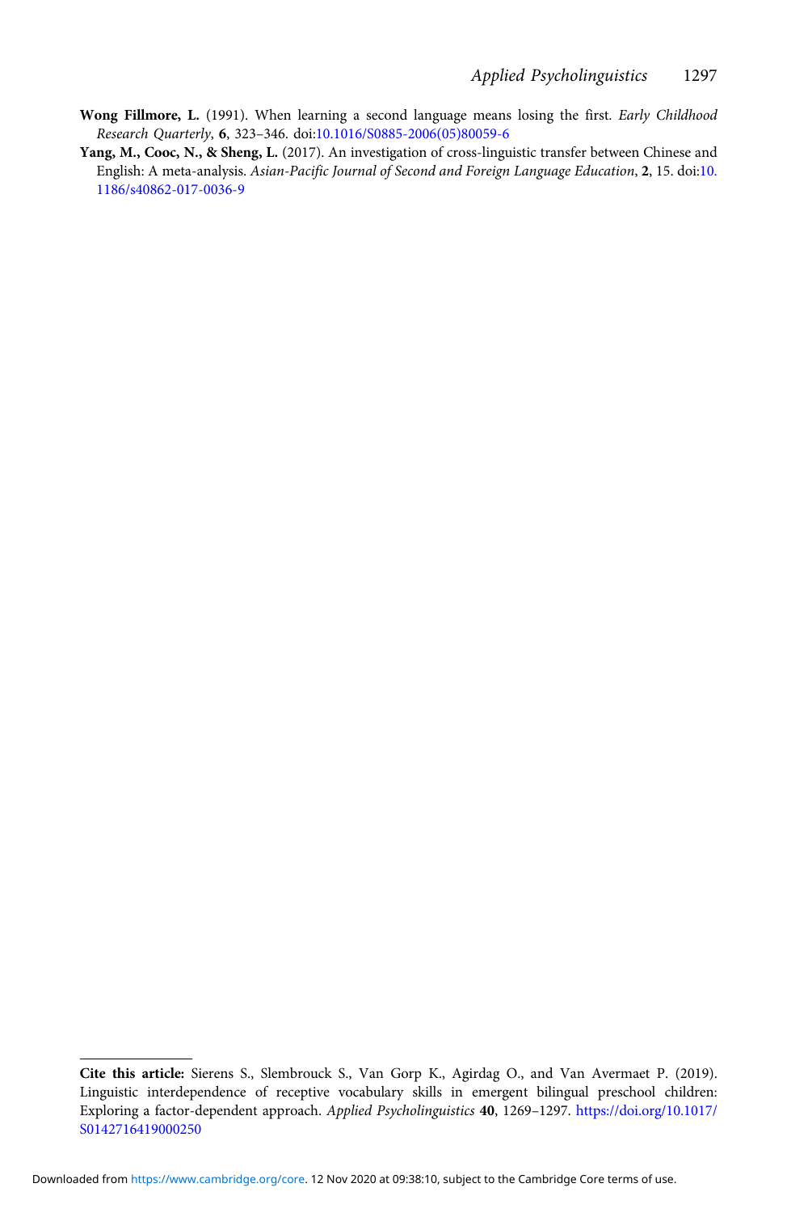**Wong Fillmore, L.** (1991). When learning a second language means losing the first. *Early Childhood Research Quarterly*, **6**, 323–346. doi:10.1016/S0885-2006(05)80059-6

**Yang, M., Cooc, N., & Sheng, L.** (2017). An investigation of cross-linguistic transfer between Chinese and English: A meta-analysis. *Asian-Pacific Journal of Second and Foreign Language Education*, **2**, 15. doi:10.1186/s40862-017-0036-9

---

**Cite this article:** Sierens S., Slembrouck S., Van Gorp K., Agirdag O., and Van Avermaet P. (2019). Linguistic interdependence of receptive vocabulary skills in emergent bilingual preschool children: Exploring a factor-dependent approach. *Applied Psycholinguistics* **40**, 1269–1297. https://doi.org/10.1017/S0142716419000250

Downloaded from https://www.cambridge.org/core. 12 Nov 2020 at 09:38:10, subject to the Cambridge Core terms of use.